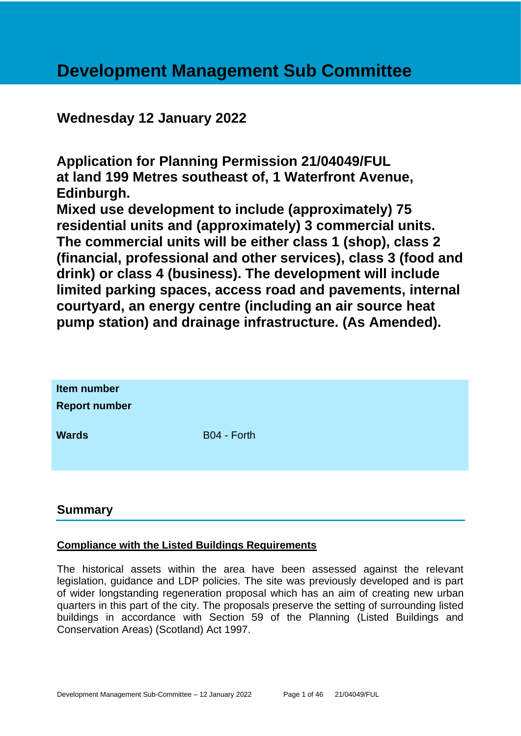# Development Management Sub Committee

## Wednesday 12 January 2022

## Application for Planning Permission 21/04049/FUL at land 199 Metres southeast of, 1 Waterfront Avenue, Edinburgh. Mixed use development to include (approximately) 75 residential units and (approximately) 3 commercial units. The commercial units will be either class 1 (shop), class 2 (financial, professional and other services), class 3 (food and drink) or class 4 (business). The development will include limited parking spaces, access road and pavements, internal courtyard, an energy centre (including an air source heat pump station) and drainage infrastructure. (As Amended).

| | |
|---|---|
| **Item number** | |
| **Report number** | |
| **Wards** | B04 - Forth |

## Summary

**Compliance with the Listed Buildings Requirements**

The historical assets within the area have been assessed against the relevant legislation, guidance and LDP policies. The site was previously developed and is part of wider longstanding regeneration proposal which has an aim of creating new urban quarters in this part of the city. The proposals preserve the setting of surrounding listed buildings in accordance with Section 59 of the Planning (Listed Buildings and Conservation Areas) (Scotland) Act 1997.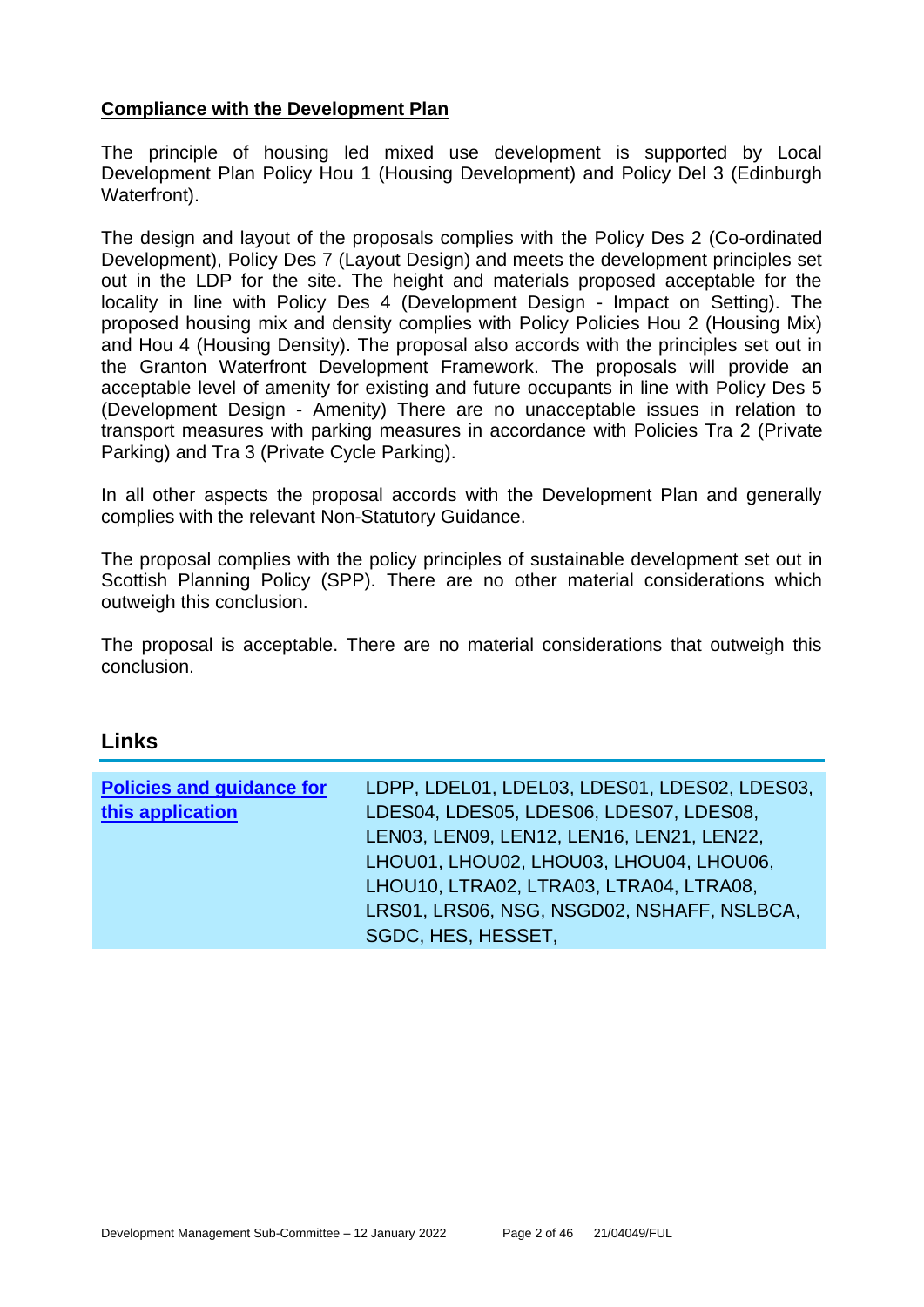**Compliance with the Development Plan**

The principle of housing led mixed use development is supported by Local Development Plan Policy Hou 1 (Housing Development) and Policy Del 3 (Edinburgh Waterfront).

The design and layout of the proposals complies with the Policy Des 2 (Co-ordinated Development), Policy Des 7 (Layout Design) and meets the development principles set out in the LDP for the site. The height and materials proposed acceptable for the locality in line with Policy Des 4 (Development Design - Impact on Setting). The proposed housing mix and density complies with Policy Policies Hou 2 (Housing Mix) and Hou 4 (Housing Density). The proposal also accords with the principles set out in the Granton Waterfront Development Framework. The proposals will provide an acceptable level of amenity for existing and future occupants in line with Policy Des 5 (Development Design - Amenity) There are no unacceptable issues in relation to transport measures with parking measures in accordance with Policies Tra 2 (Private Parking) and Tra 3 (Private Cycle Parking).

In all other aspects the proposal accords with the Development Plan and generally complies with the relevant Non-Statutory Guidance.

The proposal complies with the policy principles of sustainable development set out in Scottish Planning Policy (SPP). There are no other material considerations which outweigh this conclusion.

The proposal is acceptable. There are no material considerations that outweigh this conclusion.

## Links

| **Policies and guidance for this application** | LDPP, LDEL01, LDEL03, LDES01, LDES02, LDES03, LDES04, LDES05, LDES06, LDES07, LDES08, LEN03, LEN09, LEN12, LEN16, LEN21, LEN22, LHOU01, LHOU02, LHOU03, LHOU04, LHOU06, LHOU10, LTRA02, LTRA03, LTRA04, LTRA08, LRS01, LRS06, NSG, NSGD02, NSHAFF, NSLBCA, SGDC, HES, HESSET, |
|---|---|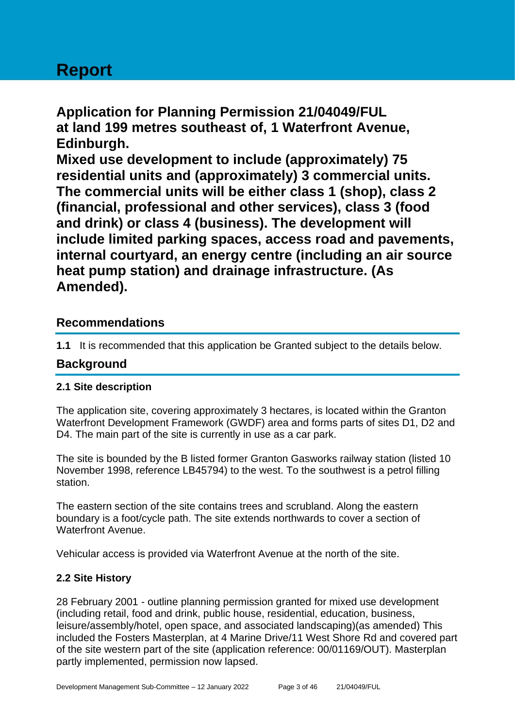# Report

## Application for Planning Permission 21/04049/FUL at land 199 metres southeast of, 1 Waterfront Avenue, Edinburgh. Mixed use development to include (approximately) 75 residential units and (approximately) 3 commercial units. The commercial units will be either class 1 (shop), class 2 (financial, professional and other services), class 3 (food and drink) or class 4 (business). The development will include limited parking spaces, access road and pavements, internal courtyard, an energy centre (including an air source heat pump station) and drainage infrastructure. (As Amended).

## Recommendations

**1.1** It is recommended that this application be Granted subject to the details below.

## Background

### 2.1 Site description

The application site, covering approximately 3 hectares, is located within the Granton Waterfront Development Framework (GWDF) area and forms parts of sites D1, D2 and D4. The main part of the site is currently in use as a car park.

The site is bounded by the B listed former Granton Gasworks railway station (listed 10 November 1998, reference LB45794) to the west. To the southwest is a petrol filling station.

The eastern section of the site contains trees and scrubland. Along the eastern boundary is a foot/cycle path. The site extends northwards to cover a section of Waterfront Avenue.

Vehicular access is provided via Waterfront Avenue at the north of the site.

### 2.2 Site History

28 February 2001 - outline planning permission granted for mixed use development (including retail, food and drink, public house, residential, education, business, leisure/assembly/hotel, open space, and associated landscaping)(as amended) This included the Fosters Masterplan, at 4 Marine Drive/11 West Shore Rd and covered part of the site western part of the site (application reference: 00/01169/OUT). Masterplan partly implemented, permission now lapsed.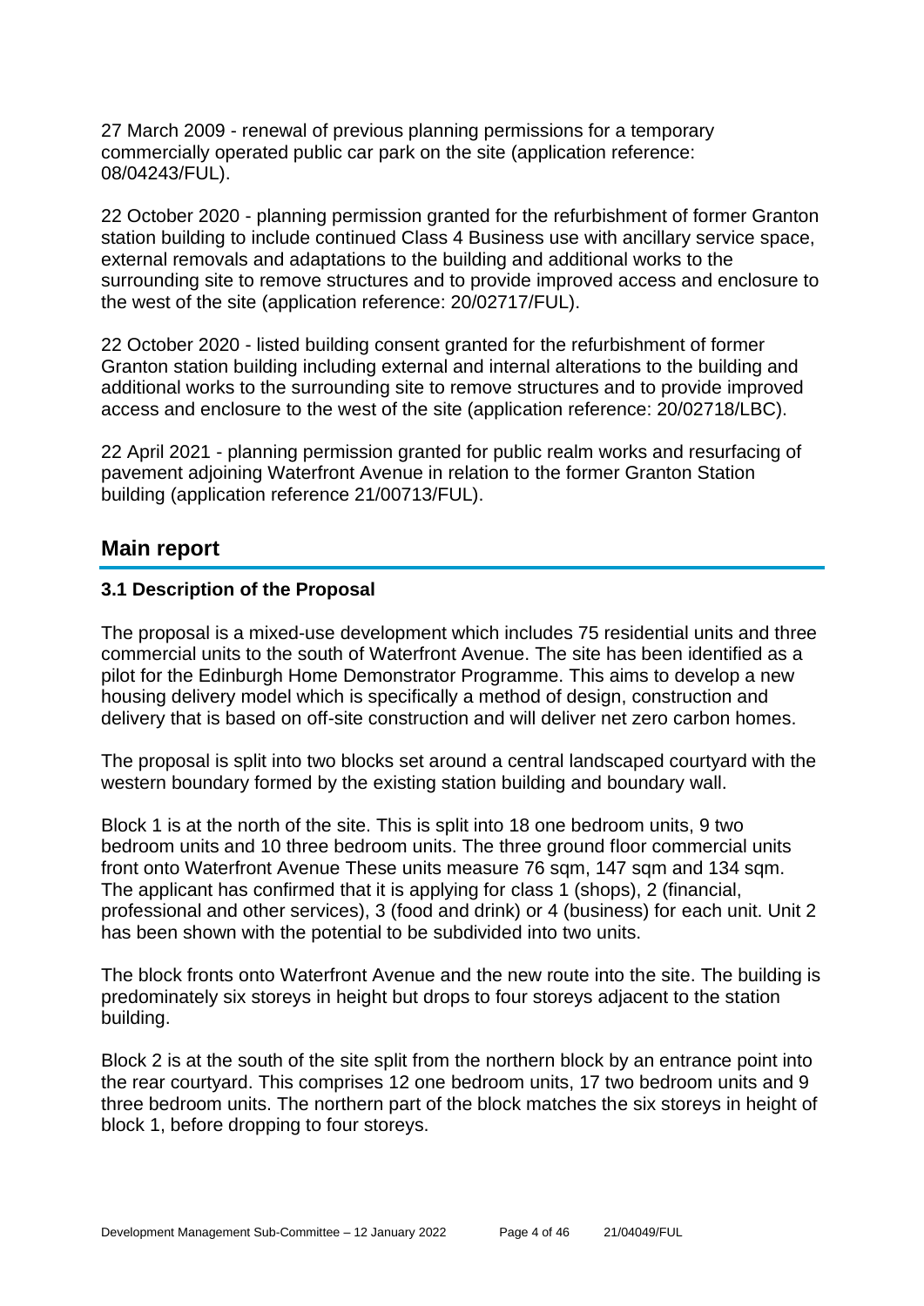27 March 2009 - renewal of previous planning permissions for a temporary commercially operated public car park on the site (application reference: 08/04243/FUL).

22 October 2020 - planning permission granted for the refurbishment of former Granton station building to include continued Class 4 Business use with ancillary service space, external removals and adaptations to the building and additional works to the surrounding site to remove structures and to provide improved access and enclosure to the west of the site (application reference: 20/02717/FUL).

22 October 2020 - listed building consent granted for the refurbishment of former Granton station building including external and internal alterations to the building and additional works to the surrounding site to remove structures and to provide improved access and enclosure to the west of the site (application reference: 20/02718/LBC).

22 April 2021 - planning permission granted for public realm works and resurfacing of pavement adjoining Waterfront Avenue in relation to the former Granton Station building (application reference 21/00713/FUL).

## Main report

### 3.1 Description of the Proposal

The proposal is a mixed-use development which includes 75 residential units and three commercial units to the south of Waterfront Avenue. The site has been identified as a pilot for the Edinburgh Home Demonstrator Programme. This aims to develop a new housing delivery model which is specifically a method of design, construction and delivery that is based on off-site construction and will deliver net zero carbon homes.

The proposal is split into two blocks set around a central landscaped courtyard with the western boundary formed by the existing station building and boundary wall.

Block 1 is at the north of the site. This is split into 18 one bedroom units, 9 two bedroom units and 10 three bedroom units. The three ground floor commercial units front onto Waterfront Avenue These units measure 76 sqm, 147 sqm and 134 sqm. The applicant has confirmed that it is applying for class 1 (shops), 2 (financial, professional and other services), 3 (food and drink) or 4 (business) for each unit. Unit 2 has been shown with the potential to be subdivided into two units.

The block fronts onto Waterfront Avenue and the new route into the site. The building is predominately six storeys in height but drops to four storeys adjacent to the station building.

Block 2 is at the south of the site split from the northern block by an entrance point into the rear courtyard. This comprises 12 one bedroom units, 17 two bedroom units and 9 three bedroom units. The northern part of the block matches the six storeys in height of block 1, before dropping to four storeys.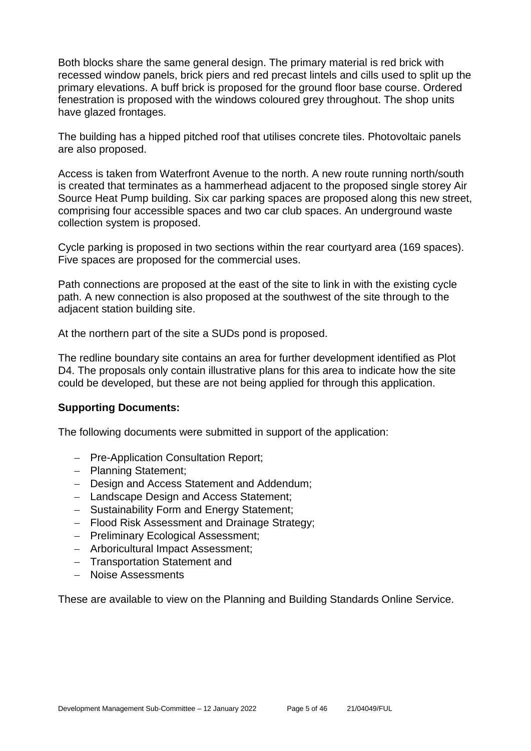Both blocks share the same general design. The primary material is red brick with recessed window panels, brick piers and red precast lintels and cills used to split up the primary elevations. A buff brick is proposed for the ground floor base course. Ordered fenestration is proposed with the windows coloured grey throughout. The shop units have glazed frontages.

The building has a hipped pitched roof that utilises concrete tiles. Photovoltaic panels are also proposed.

Access is taken from Waterfront Avenue to the north. A new route running north/south is created that terminates as a hammerhead adjacent to the proposed single storey Air Source Heat Pump building. Six car parking spaces are proposed along this new street, comprising four accessible spaces and two car club spaces. An underground waste collection system is proposed.

Cycle parking is proposed in two sections within the rear courtyard area (169 spaces). Five spaces are proposed for the commercial uses.

Path connections are proposed at the east of the site to link in with the existing cycle path. A new connection is also proposed at the southwest of the site through to the adjacent station building site.

At the northern part of the site a SUDs pond is proposed.

The redline boundary site contains an area for further development identified as Plot D4. The proposals only contain illustrative plans for this area to indicate how the site could be developed, but these are not being applied for through this application.

**Supporting Documents:**

The following documents were submitted in support of the application:

- Pre-Application Consultation Report;
- Planning Statement;
- Design and Access Statement and Addendum;
- Landscape Design and Access Statement;
- Sustainability Form and Energy Statement;
- Flood Risk Assessment and Drainage Strategy;
- Preliminary Ecological Assessment;
- Arboricultural Impact Assessment;
- Transportation Statement and
- Noise Assessments

These are available to view on the Planning and Building Standards Online Service.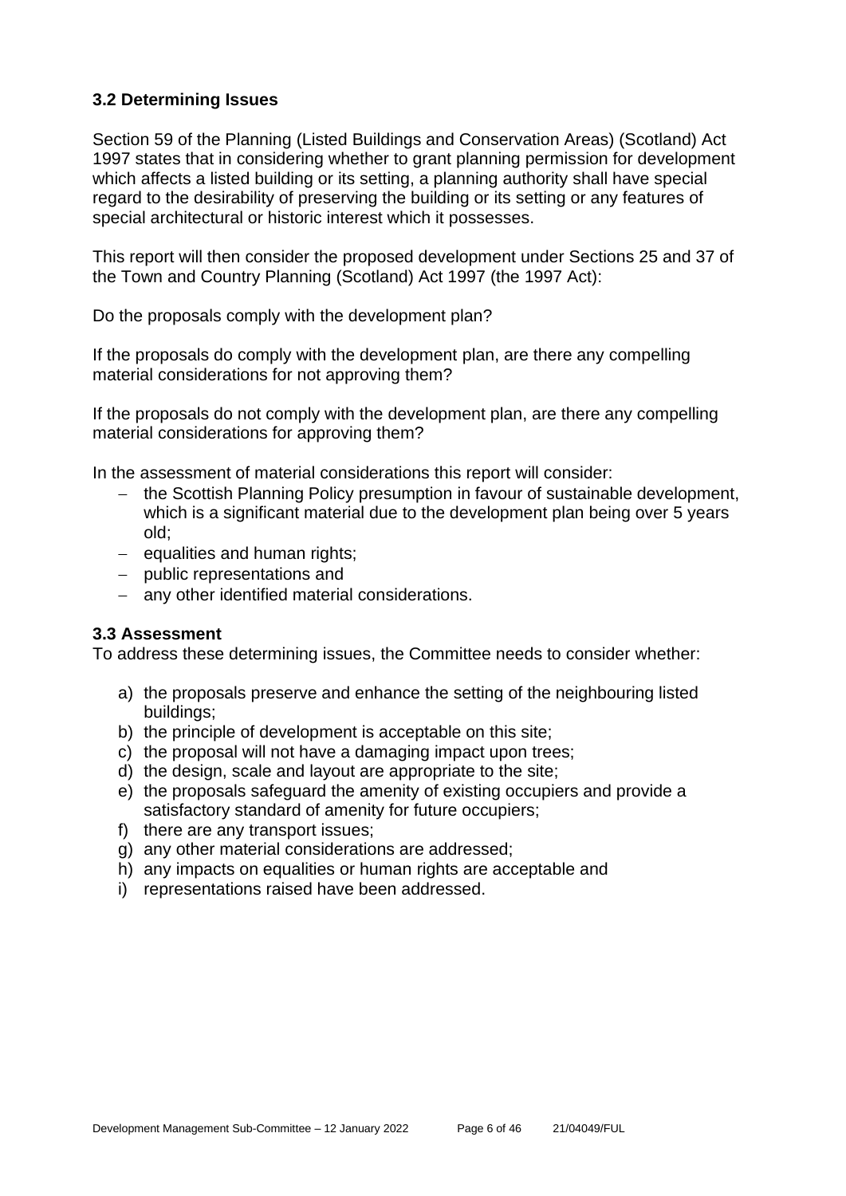### 3.2 Determining Issues

Section 59 of the Planning (Listed Buildings and Conservation Areas) (Scotland) Act 1997 states that in considering whether to grant planning permission for development which affects a listed building or its setting, a planning authority shall have special regard to the desirability of preserving the building or its setting or any features of special architectural or historic interest which it possesses.

This report will then consider the proposed development under Sections 25 and 37 of the Town and Country Planning (Scotland) Act 1997 (the 1997 Act):

Do the proposals comply with the development plan?

If the proposals do comply with the development plan, are there any compelling material considerations for not approving them?

If the proposals do not comply with the development plan, are there any compelling material considerations for approving them?

In the assessment of material considerations this report will consider:

- the Scottish Planning Policy presumption in favour of sustainable development, which is a significant material due to the development plan being over 5 years old;
- equalities and human rights;
- public representations and
- any other identified material considerations.

### 3.3 Assessment

To address these determining issues, the Committee needs to consider whether:

a) the proposals preserve and enhance the setting of the neighbouring listed buildings;
b) the principle of development is acceptable on this site;
c) the proposal will not have a damaging impact upon trees;
d) the design, scale and layout are appropriate to the site;
e) the proposals safeguard the amenity of existing occupiers and provide a satisfactory standard of amenity for future occupiers;
f) there are any transport issues;
g) any other material considerations are addressed;
h) any impacts on equalities or human rights are acceptable and
i) representations raised have been addressed.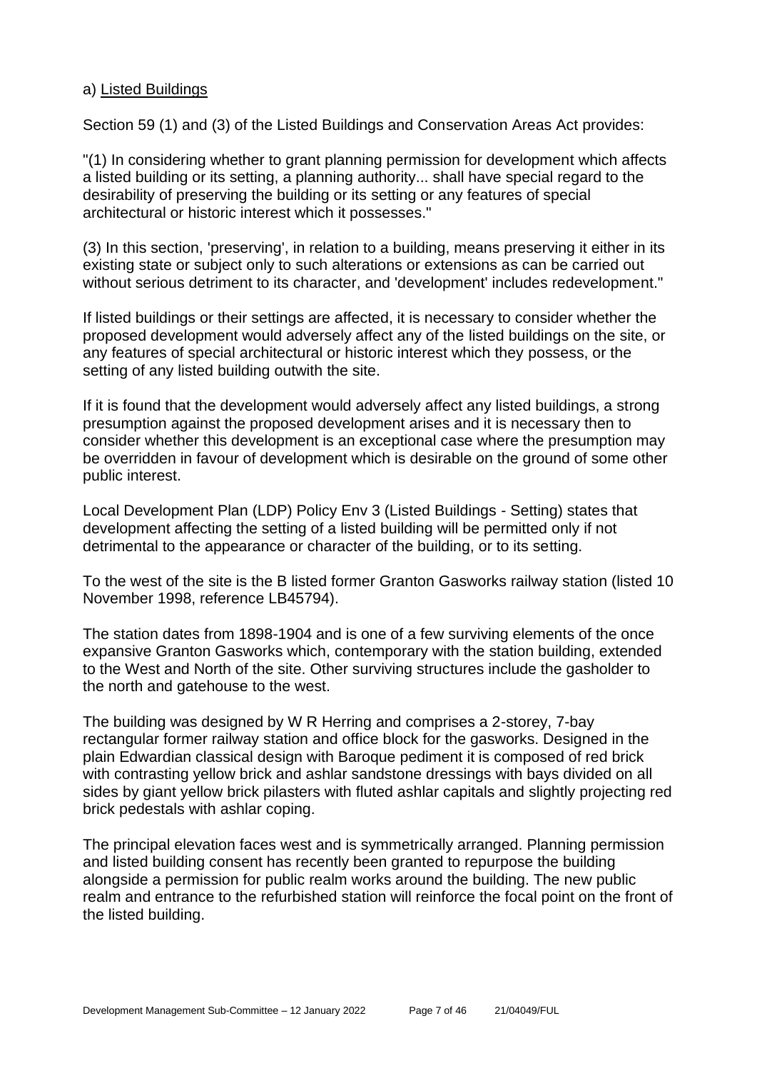a) <u>Listed Buildings</u>

Section 59 (1) and (3) of the Listed Buildings and Conservation Areas Act provides:

"(1) In considering whether to grant planning permission for development which affects a listed building or its setting, a planning authority... shall have special regard to the desirability of preserving the building or its setting or any features of special architectural or historic interest which it possesses."

(3) In this section, 'preserving', in relation to a building, means preserving it either in its existing state or subject only to such alterations or extensions as can be carried out without serious detriment to its character, and 'development' includes redevelopment."

If listed buildings or their settings are affected, it is necessary to consider whether the proposed development would adversely affect any of the listed buildings on the site, or any features of special architectural or historic interest which they possess, or the setting of any listed building outwith the site.

If it is found that the development would adversely affect any listed buildings, a strong presumption against the proposed development arises and it is necessary then to consider whether this development is an exceptional case where the presumption may be overridden in favour of development which is desirable on the ground of some other public interest.

Local Development Plan (LDP) Policy Env 3 (Listed Buildings - Setting) states that development affecting the setting of a listed building will be permitted only if not detrimental to the appearance or character of the building, or to its setting.

To the west of the site is the B listed former Granton Gasworks railway station (listed 10 November 1998, reference LB45794).

The station dates from 1898-1904 and is one of a few surviving elements of the once expansive Granton Gasworks which, contemporary with the station building, extended to the West and North of the site. Other surviving structures include the gasholder to the north and gatehouse to the west.

The building was designed by W R Herring and comprises a 2-storey, 7-bay rectangular former railway station and office block for the gasworks. Designed in the plain Edwardian classical design with Baroque pediment it is composed of red brick with contrasting yellow brick and ashlar sandstone dressings with bays divided on all sides by giant yellow brick pilasters with fluted ashlar capitals and slightly projecting red brick pedestals with ashlar coping.

The principal elevation faces west and is symmetrically arranged. Planning permission and listed building consent has recently been granted to repurpose the building alongside a permission for public realm works around the building. The new public realm and entrance to the refurbished station will reinforce the focal point on the front of the listed building.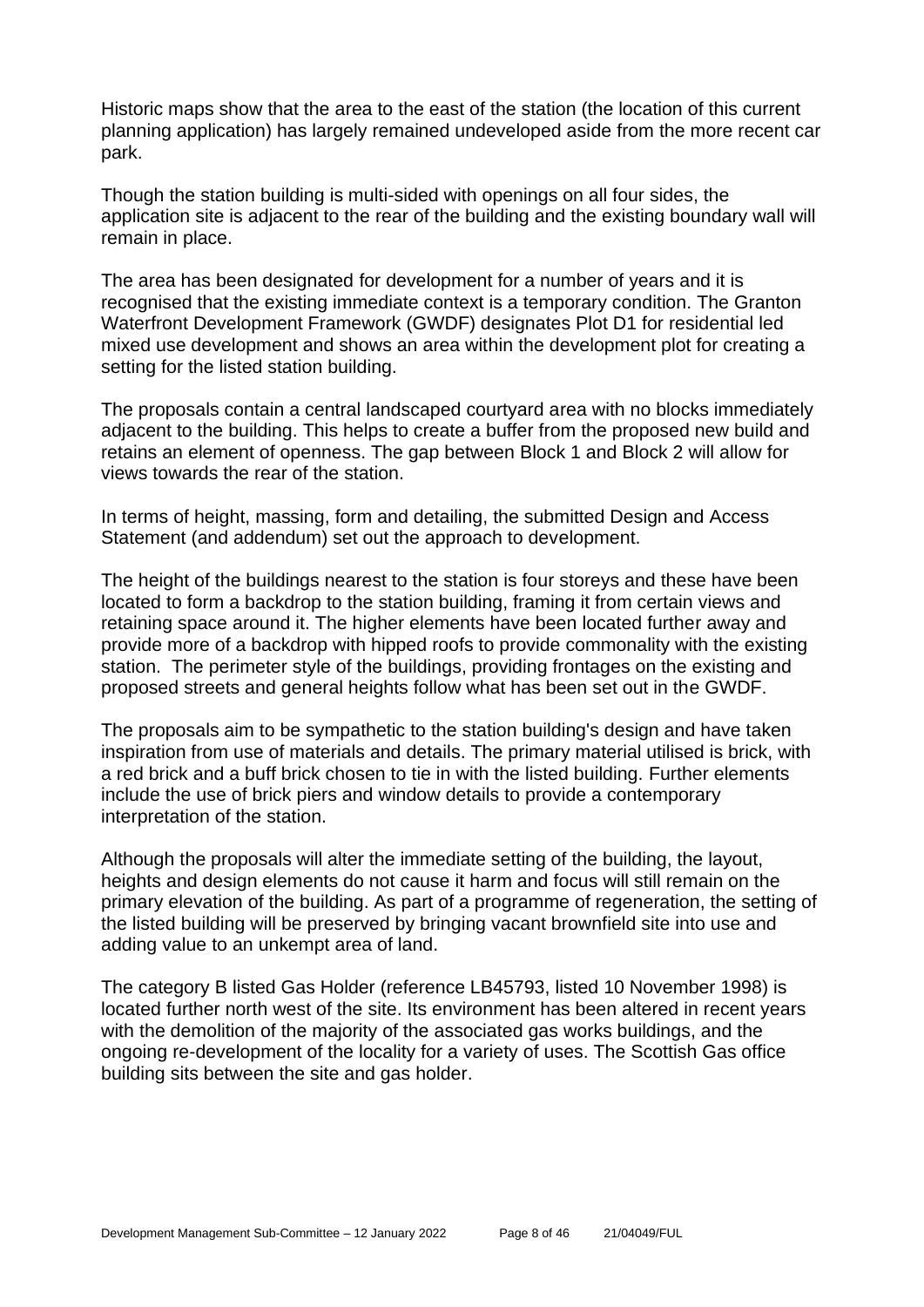Historic maps show that the area to the east of the station (the location of this current planning application) has largely remained undeveloped aside from the more recent car park.

Though the station building is multi-sided with openings on all four sides, the application site is adjacent to the rear of the building and the existing boundary wall will remain in place.

The area has been designated for development for a number of years and it is recognised that the existing immediate context is a temporary condition. The Granton Waterfront Development Framework (GWDF) designates Plot D1 for residential led mixed use development and shows an area within the development plot for creating a setting for the listed station building.

The proposals contain a central landscaped courtyard area with no blocks immediately adjacent to the building. This helps to create a buffer from the proposed new build and retains an element of openness. The gap between Block 1 and Block 2 will allow for views towards the rear of the station.

In terms of height, massing, form and detailing, the submitted Design and Access Statement (and addendum) set out the approach to development.

The height of the buildings nearest to the station is four storeys and these have been located to form a backdrop to the station building, framing it from certain views and retaining space around it. The higher elements have been located further away and provide more of a backdrop with hipped roofs to provide commonality with the existing station. The perimeter style of the buildings, providing frontages on the existing and proposed streets and general heights follow what has been set out in the GWDF.

The proposals aim to be sympathetic to the station building's design and have taken inspiration from use of materials and details. The primary material utilised is brick, with a red brick and a buff brick chosen to tie in with the listed building. Further elements include the use of brick piers and window details to provide a contemporary interpretation of the station.

Although the proposals will alter the immediate setting of the building, the layout, heights and design elements do not cause it harm and focus will still remain on the primary elevation of the building. As part of a programme of regeneration, the setting of the listed building will be preserved by bringing vacant brownfield site into use and adding value to an unkempt area of land.

The category B listed Gas Holder (reference LB45793, listed 10 November 1998) is located further north west of the site. Its environment has been altered in recent years with the demolition of the majority of the associated gas works buildings, and the ongoing re-development of the locality for a variety of uses. The Scottish Gas office building sits between the site and gas holder.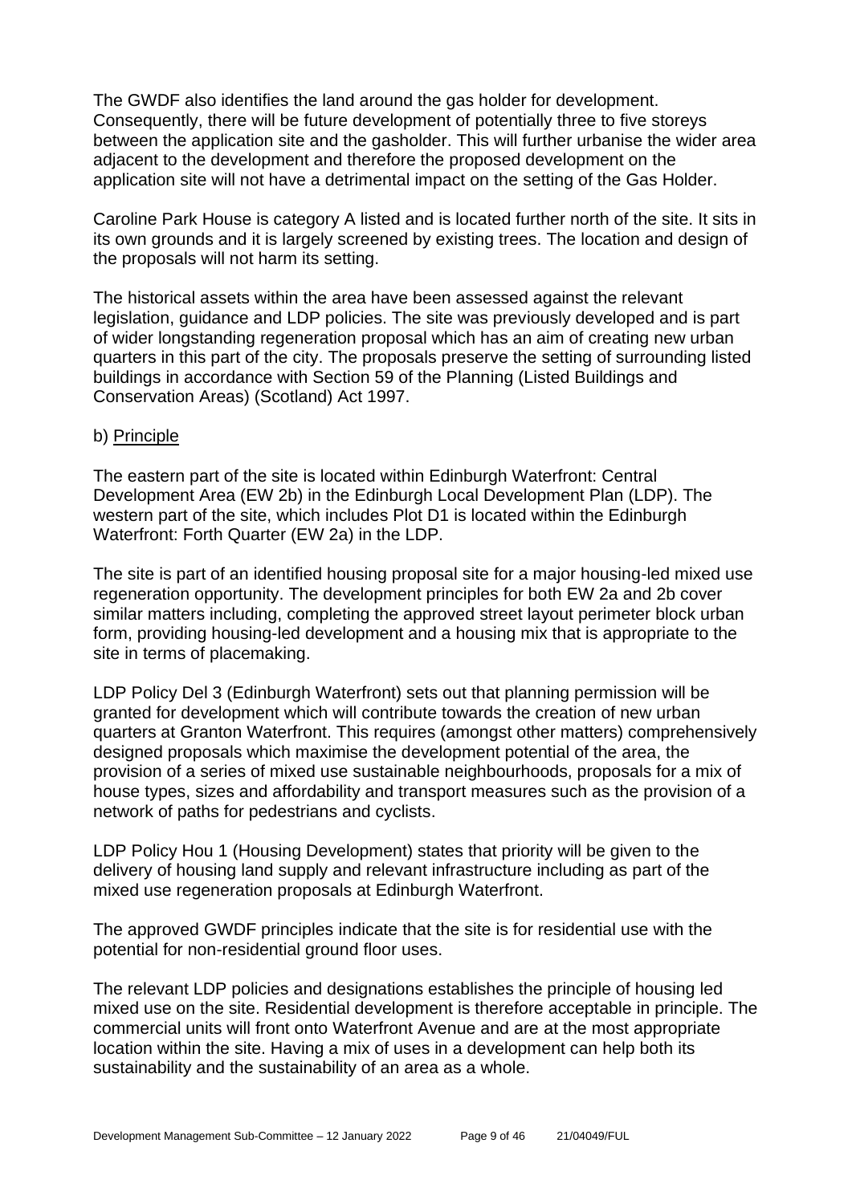The GWDF also identifies the land around the gas holder for development. Consequently, there will be future development of potentially three to five storeys between the application site and the gasholder. This will further urbanise the wider area adjacent to the development and therefore the proposed development on the application site will not have a detrimental impact on the setting of the Gas Holder.

Caroline Park House is category A listed and is located further north of the site. It sits in its own grounds and it is largely screened by existing trees. The location and design of the proposals will not harm its setting.

The historical assets within the area have been assessed against the relevant legislation, guidance and LDP policies. The site was previously developed and is part of wider longstanding regeneration proposal which has an aim of creating new urban quarters in this part of the city. The proposals preserve the setting of surrounding listed buildings in accordance with Section 59 of the Planning (Listed Buildings and Conservation Areas) (Scotland) Act 1997.

b) Principle

The eastern part of the site is located within Edinburgh Waterfront: Central Development Area (EW 2b) in the Edinburgh Local Development Plan (LDP). The western part of the site, which includes Plot D1 is located within the Edinburgh Waterfront: Forth Quarter (EW 2a) in the LDP.

The site is part of an identified housing proposal site for a major housing-led mixed use regeneration opportunity. The development principles for both EW 2a and 2b cover similar matters including, completing the approved street layout perimeter block urban form, providing housing-led development and a housing mix that is appropriate to the site in terms of placemaking.

LDP Policy Del 3 (Edinburgh Waterfront) sets out that planning permission will be granted for development which will contribute towards the creation of new urban quarters at Granton Waterfront. This requires (amongst other matters) comprehensively designed proposals which maximise the development potential of the area, the provision of a series of mixed use sustainable neighbourhoods, proposals for a mix of house types, sizes and affordability and transport measures such as the provision of a network of paths for pedestrians and cyclists.

LDP Policy Hou 1 (Housing Development) states that priority will be given to the delivery of housing land supply and relevant infrastructure including as part of the mixed use regeneration proposals at Edinburgh Waterfront.

The approved GWDF principles indicate that the site is for residential use with the potential for non-residential ground floor uses.

The relevant LDP policies and designations establishes the principle of housing led mixed use on the site. Residential development is therefore acceptable in principle. The commercial units will front onto Waterfront Avenue and are at the most appropriate location within the site. Having a mix of uses in a development can help both its sustainability and the sustainability of an area as a whole.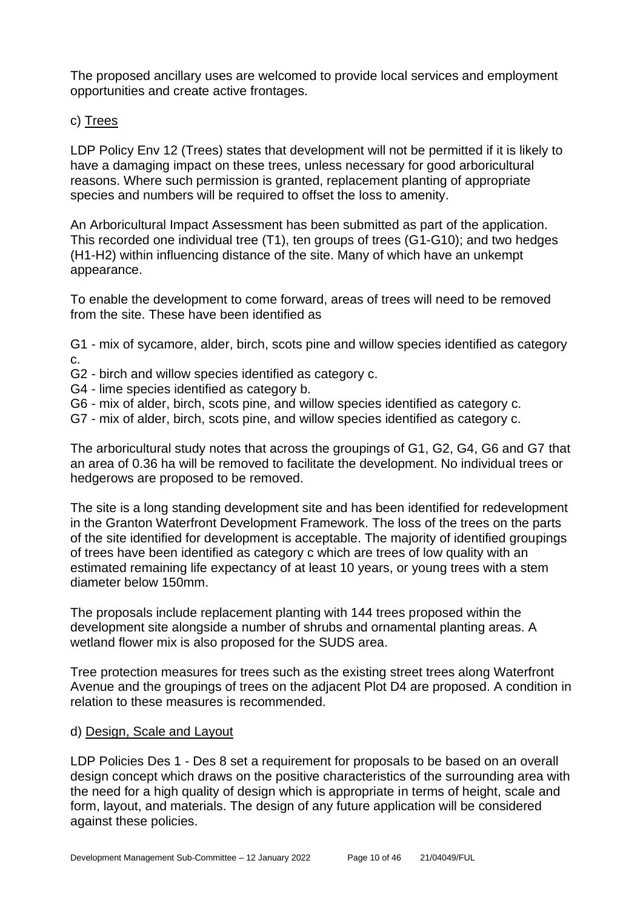The proposed ancillary uses are welcomed to provide local services and employment opportunities and create active frontages.

c) Trees

LDP Policy Env 12 (Trees) states that development will not be permitted if it is likely to have a damaging impact on these trees, unless necessary for good arboricultural reasons. Where such permission is granted, replacement planting of appropriate species and numbers will be required to offset the loss to amenity.

An Arboricultural Impact Assessment has been submitted as part of the application. This recorded one individual tree (T1), ten groups of trees (G1-G10); and two hedges (H1-H2) within influencing distance of the site. Many of which have an unkempt appearance.

To enable the development to come forward, areas of trees will need to be removed from the site. These have been identified as

G1 - mix of sycamore, alder, birch, scots pine and willow species identified as category c.
G2 - birch and willow species identified as category c.
G4 - lime species identified as category b.
G6 - mix of alder, birch, scots pine, and willow species identified as category c.
G7 - mix of alder, birch, scots pine, and willow species identified as category c.

The arboricultural study notes that across the groupings of G1, G2, G4, G6 and G7 that an area of 0.36 ha will be removed to facilitate the development. No individual trees or hedgerows are proposed to be removed.

The site is a long standing development site and has been identified for redevelopment in the Granton Waterfront Development Framework. The loss of the trees on the parts of the site identified for development is acceptable. The majority of identified groupings of trees have been identified as category c which are trees of low quality with an estimated remaining life expectancy of at least 10 years, or young trees with a stem diameter below 150mm.

The proposals include replacement planting with 144 trees proposed within the development site alongside a number of shrubs and ornamental planting areas. A wetland flower mix is also proposed for the SUDS area.

Tree protection measures for trees such as the existing street trees along Waterfront Avenue and the groupings of trees on the adjacent Plot D4 are proposed. A condition in relation to these measures is recommended.

d) Design, Scale and Layout

LDP Policies Des 1 - Des 8 set a requirement for proposals to be based on an overall design concept which draws on the positive characteristics of the surrounding area with the need for a high quality of design which is appropriate in terms of height, scale and form, layout, and materials. The design of any future application will be considered against these policies.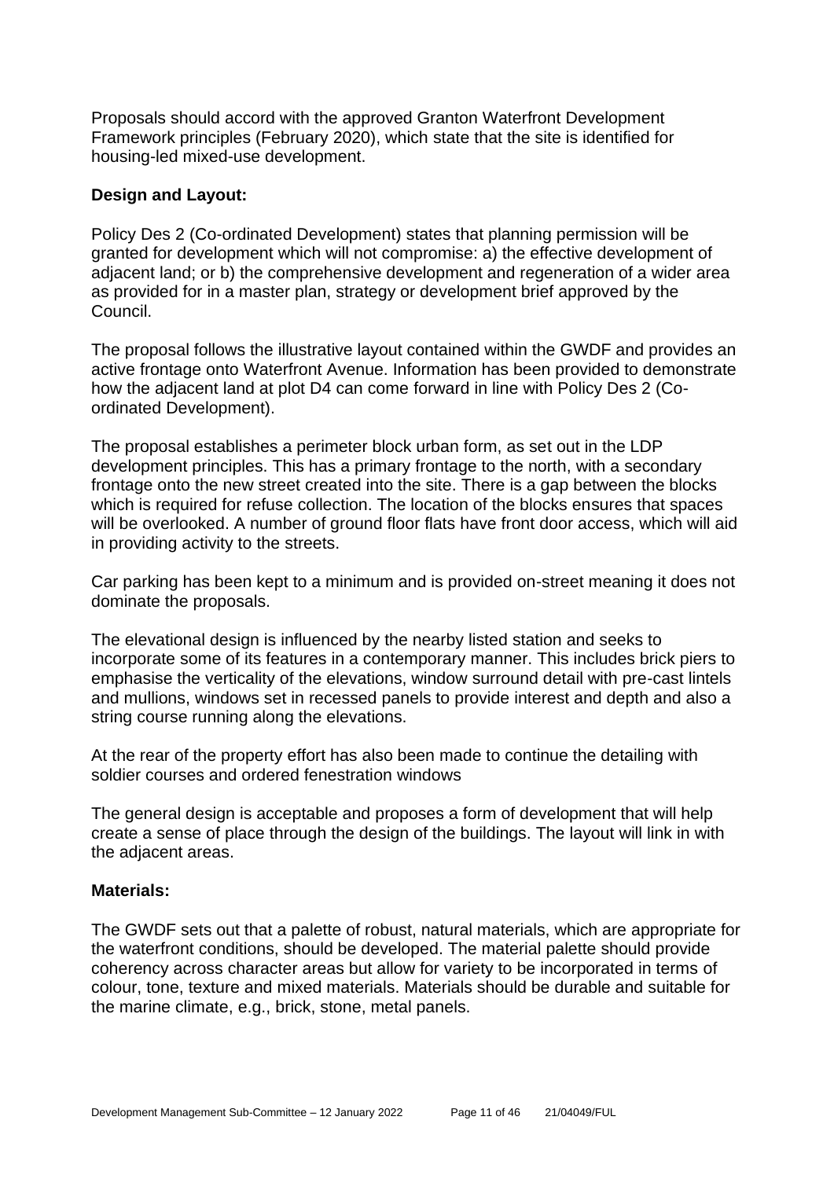Proposals should accord with the approved Granton Waterfront Development Framework principles (February 2020), which state that the site is identified for housing-led mixed-use development.

**Design and Layout:**

Policy Des 2 (Co-ordinated Development) states that planning permission will be granted for development which will not compromise: a) the effective development of adjacent land; or b) the comprehensive development and regeneration of a wider area as provided for in a master plan, strategy or development brief approved by the Council.

The proposal follows the illustrative layout contained within the GWDF and provides an active frontage onto Waterfront Avenue. Information has been provided to demonstrate how the adjacent land at plot D4 can come forward in line with Policy Des 2 (Co-ordinated Development).

The proposal establishes a perimeter block urban form, as set out in the LDP development principles. This has a primary frontage to the north, with a secondary frontage onto the new street created into the site. There is a gap between the blocks which is required for refuse collection. The location of the blocks ensures that spaces will be overlooked. A number of ground floor flats have front door access, which will aid in providing activity to the streets.

Car parking has been kept to a minimum and is provided on-street meaning it does not dominate the proposals.

The elevational design is influenced by the nearby listed station and seeks to incorporate some of its features in a contemporary manner. This includes brick piers to emphasise the verticality of the elevations, window surround detail with pre-cast lintels and mullions, windows set in recessed panels to provide interest and depth and also a string course running along the elevations.

At the rear of the property effort has also been made to continue the detailing with soldier courses and ordered fenestration windows

The general design is acceptable and proposes a form of development that will help create a sense of place through the design of the buildings. The layout will link in with the adjacent areas.

**Materials:**

The GWDF sets out that a palette of robust, natural materials, which are appropriate for the waterfront conditions, should be developed. The material palette should provide coherency across character areas but allow for variety to be incorporated in terms of colour, tone, texture and mixed materials. Materials should be durable and suitable for the marine climate, e.g., brick, stone, metal panels.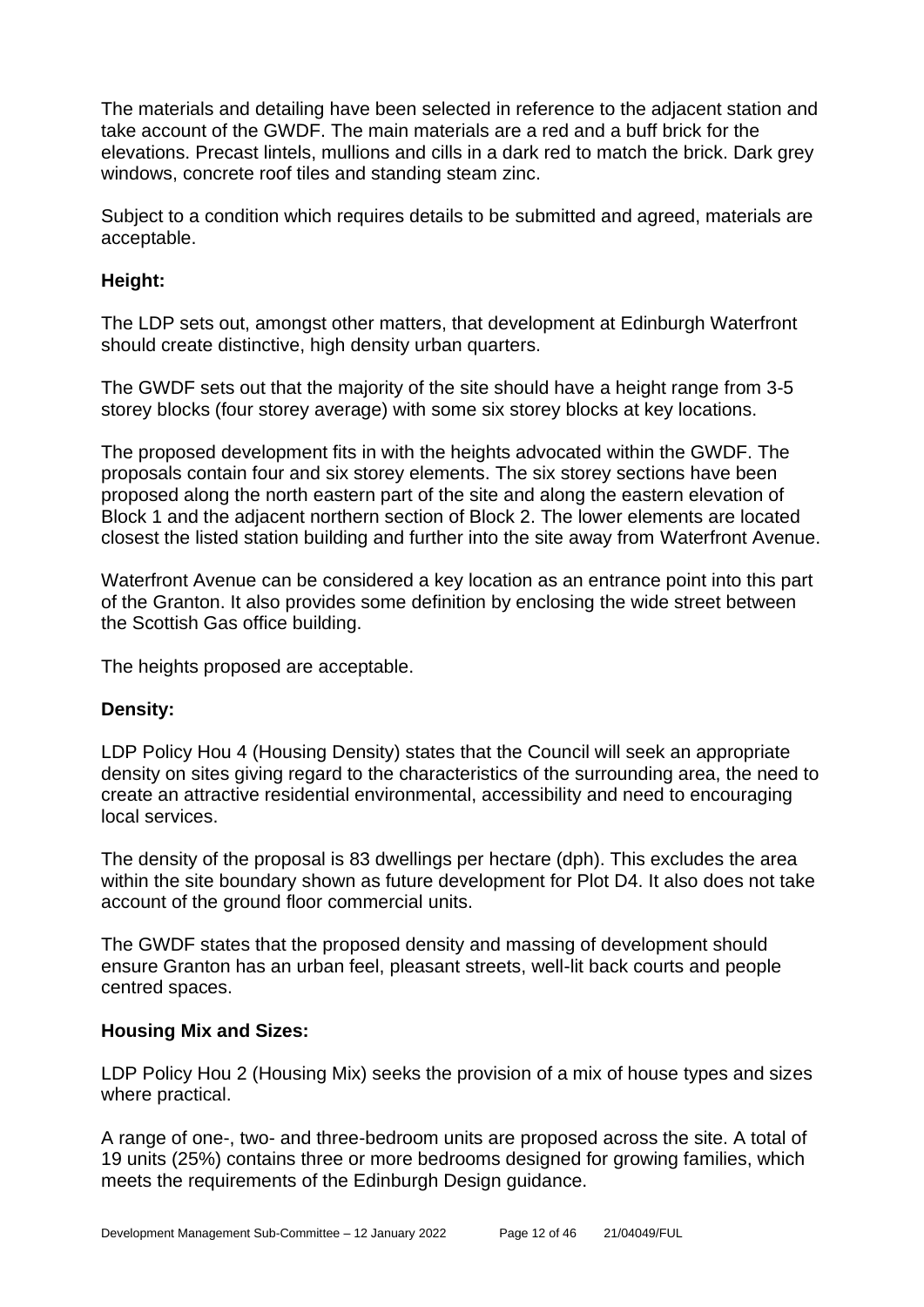The materials and detailing have been selected in reference to the adjacent station and take account of the GWDF. The main materials are a red and a buff brick for the elevations. Precast lintels, mullions and cills in a dark red to match the brick. Dark grey windows, concrete roof tiles and standing steam zinc.

Subject to a condition which requires details to be submitted and agreed, materials are acceptable.

**Height:**

The LDP sets out, amongst other matters, that development at Edinburgh Waterfront should create distinctive, high density urban quarters.

The GWDF sets out that the majority of the site should have a height range from 3-5 storey blocks (four storey average) with some six storey blocks at key locations.

The proposed development fits in with the heights advocated within the GWDF. The proposals contain four and six storey elements. The six storey sections have been proposed along the north eastern part of the site and along the eastern elevation of Block 1 and the adjacent northern section of Block 2. The lower elements are located closest the listed station building and further into the site away from Waterfront Avenue.

Waterfront Avenue can be considered a key location as an entrance point into this part of the Granton. It also provides some definition by enclosing the wide street between the Scottish Gas office building.

The heights proposed are acceptable.

**Density:**

LDP Policy Hou 4 (Housing Density) states that the Council will seek an appropriate density on sites giving regard to the characteristics of the surrounding area, the need to create an attractive residential environmental, accessibility and need to encouraging local services.

The density of the proposal is 83 dwellings per hectare (dph). This excludes the area within the site boundary shown as future development for Plot D4. It also does not take account of the ground floor commercial units.

The GWDF states that the proposed density and massing of development should ensure Granton has an urban feel, pleasant streets, well-lit back courts and people centred spaces.

**Housing Mix and Sizes:**

LDP Policy Hou 2 (Housing Mix) seeks the provision of a mix of house types and sizes where practical.

A range of one-, two- and three-bedroom units are proposed across the site. A total of 19 units (25%) contains three or more bedrooms designed for growing families, which meets the requirements of the Edinburgh Design guidance.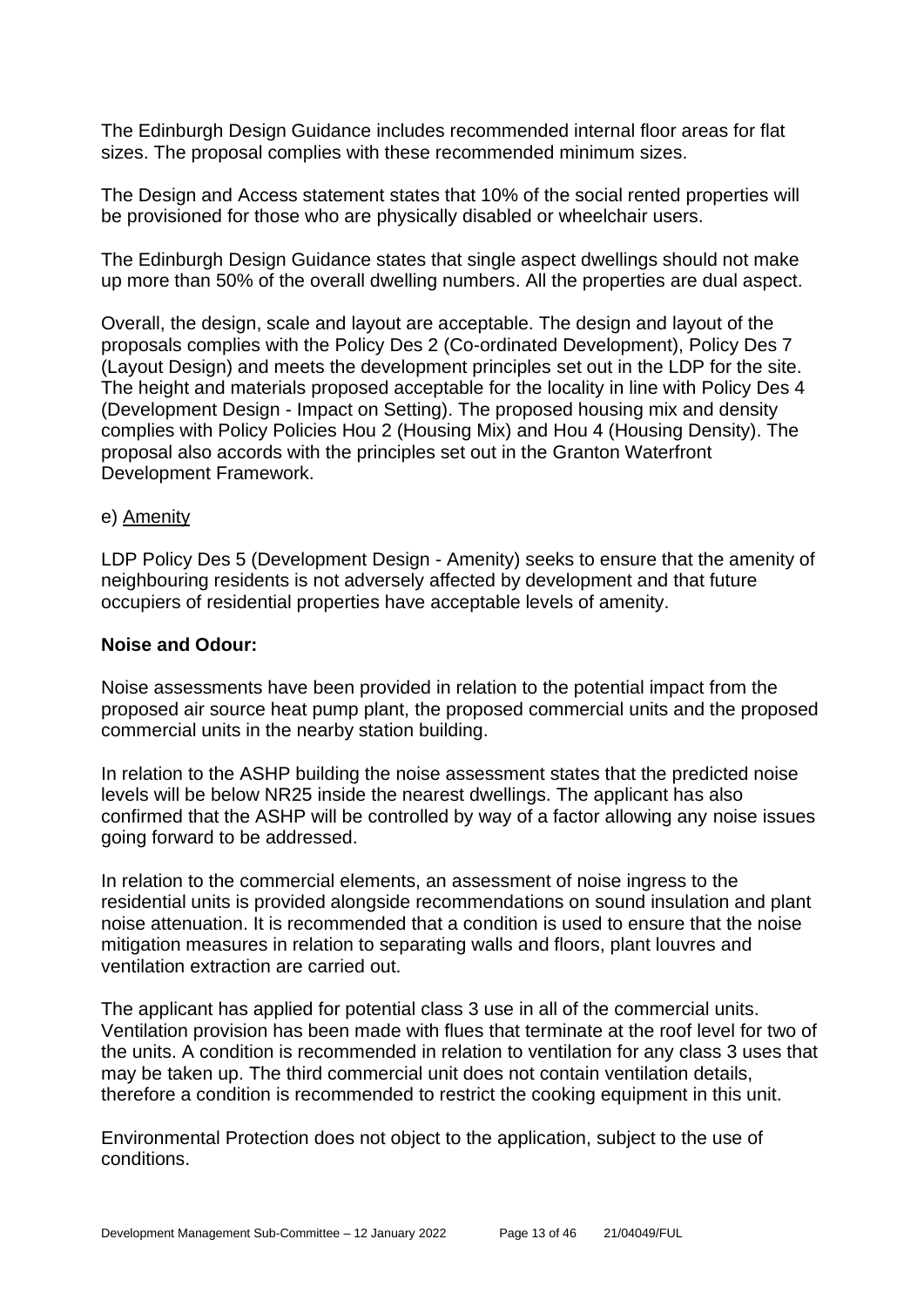The Edinburgh Design Guidance includes recommended internal floor areas for flat sizes. The proposal complies with these recommended minimum sizes.

The Design and Access statement states that 10% of the social rented properties will be provisioned for those who are physically disabled or wheelchair users.

The Edinburgh Design Guidance states that single aspect dwellings should not make up more than 50% of the overall dwelling numbers. All the properties are dual aspect.

Overall, the design, scale and layout are acceptable. The design and layout of the proposals complies with the Policy Des 2 (Co-ordinated Development), Policy Des 7 (Layout Design) and meets the development principles set out in the LDP for the site. The height and materials proposed acceptable for the locality in line with Policy Des 4 (Development Design - Impact on Setting). The proposed housing mix and density complies with Policy Policies Hou 2 (Housing Mix) and Hou 4 (Housing Density). The proposal also accords with the principles set out in the Granton Waterfront Development Framework.

e) Amenity

LDP Policy Des 5 (Development Design - Amenity) seeks to ensure that the amenity of neighbouring residents is not adversely affected by development and that future occupiers of residential properties have acceptable levels of amenity.

**Noise and Odour:**

Noise assessments have been provided in relation to the potential impact from the proposed air source heat pump plant, the proposed commercial units and the proposed commercial units in the nearby station building.

In relation to the ASHP building the noise assessment states that the predicted noise levels will be below NR25 inside the nearest dwellings. The applicant has also confirmed that the ASHP will be controlled by way of a factor allowing any noise issues going forward to be addressed.

In relation to the commercial elements, an assessment of noise ingress to the residential units is provided alongside recommendations on sound insulation and plant noise attenuation. It is recommended that a condition is used to ensure that the noise mitigation measures in relation to separating walls and floors, plant louvres and ventilation extraction are carried out.

The applicant has applied for potential class 3 use in all of the commercial units. Ventilation provision has been made with flues that terminate at the roof level for two of the units. A condition is recommended in relation to ventilation for any class 3 uses that may be taken up. The third commercial unit does not contain ventilation details, therefore a condition is recommended to restrict the cooking equipment in this unit.

Environmental Protection does not object to the application, subject to the use of conditions.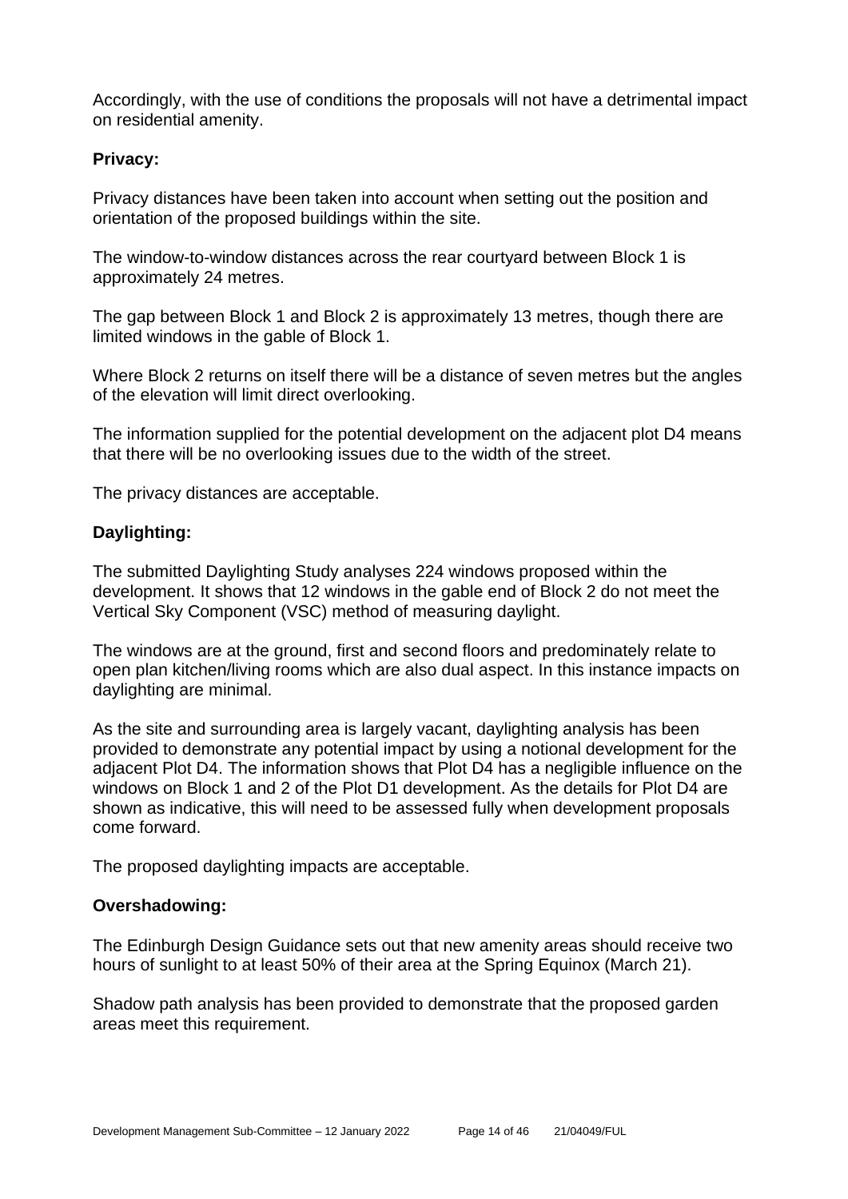Accordingly, with the use of conditions the proposals will not have a detrimental impact on residential amenity.

**Privacy:**

Privacy distances have been taken into account when setting out the position and orientation of the proposed buildings within the site.

The window-to-window distances across the rear courtyard between Block 1 is approximately 24 metres.

The gap between Block 1 and Block 2 is approximately 13 metres, though there are limited windows in the gable of Block 1.

Where Block 2 returns on itself there will be a distance of seven metres but the angles of the elevation will limit direct overlooking.

The information supplied for the potential development on the adjacent plot D4 means that there will be no overlooking issues due to the width of the street.

The privacy distances are acceptable.

**Daylighting:**

The submitted Daylighting Study analyses 224 windows proposed within the development. It shows that 12 windows in the gable end of Block 2 do not meet the Vertical Sky Component (VSC) method of measuring daylight.

The windows are at the ground, first and second floors and predominately relate to open plan kitchen/living rooms which are also dual aspect. In this instance impacts on daylighting are minimal.

As the site and surrounding area is largely vacant, daylighting analysis has been provided to demonstrate any potential impact by using a notional development for the adjacent Plot D4. The information shows that Plot D4 has a negligible influence on the windows on Block 1 and 2 of the Plot D1 development. As the details for Plot D4 are shown as indicative, this will need to be assessed fully when development proposals come forward.

The proposed daylighting impacts are acceptable.

**Overshadowing:**

The Edinburgh Design Guidance sets out that new amenity areas should receive two hours of sunlight to at least 50% of their area at the Spring Equinox (March 21).

Shadow path analysis has been provided to demonstrate that the proposed garden areas meet this requirement.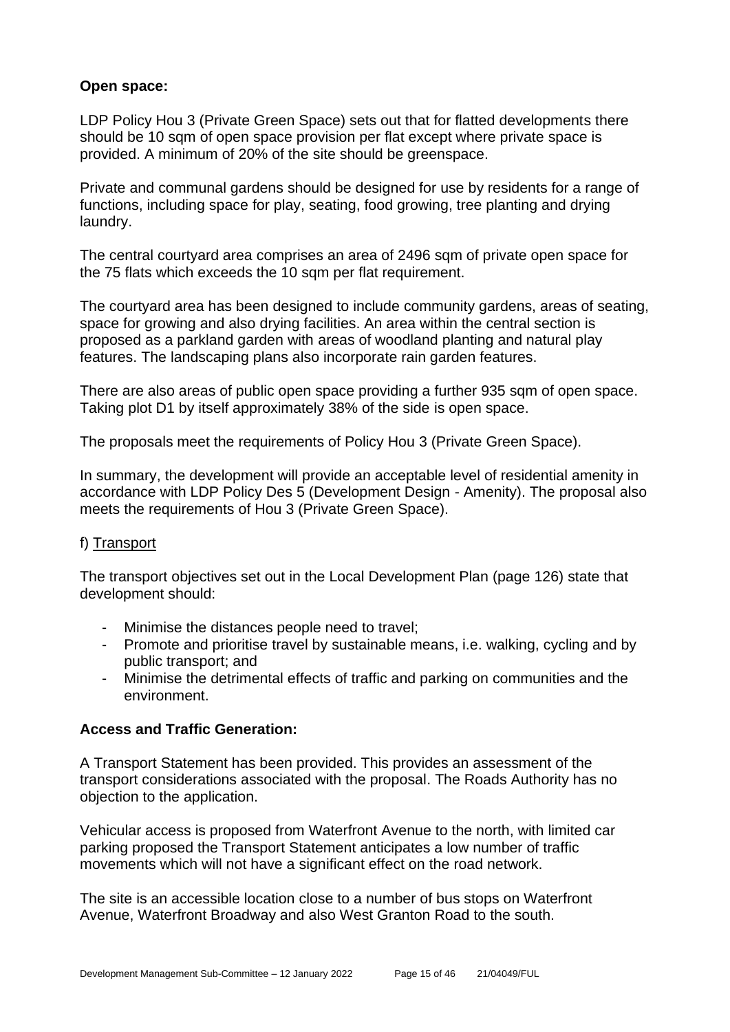**Open space:**

LDP Policy Hou 3 (Private Green Space) sets out that for flatted developments there should be 10 sqm of open space provision per flat except where private space is provided. A minimum of 20% of the site should be greenspace.

Private and communal gardens should be designed for use by residents for a range of functions, including space for play, seating, food growing, tree planting and drying laundry.

The central courtyard area comprises an area of 2496 sqm of private open space for the 75 flats which exceeds the 10 sqm per flat requirement.

The courtyard area has been designed to include community gardens, areas of seating, space for growing and also drying facilities. An area within the central section is proposed as a parkland garden with areas of woodland planting and natural play features. The landscaping plans also incorporate rain garden features.

There are also areas of public open space providing a further 935 sqm of open space. Taking plot D1 by itself approximately 38% of the side is open space.

The proposals meet the requirements of Policy Hou 3 (Private Green Space).

In summary, the development will provide an acceptable level of residential amenity in accordance with LDP Policy Des 5 (Development Design - Amenity). The proposal also meets the requirements of Hou 3 (Private Green Space).

f) Transport

The transport objectives set out in the Local Development Plan (page 126) state that development should:

- Minimise the distances people need to travel;
- Promote and prioritise travel by sustainable means, i.e. walking, cycling and by public transport; and
- Minimise the detrimental effects of traffic and parking on communities and the environment.

**Access and Traffic Generation:**

A Transport Statement has been provided. This provides an assessment of the transport considerations associated with the proposal. The Roads Authority has no objection to the application.

Vehicular access is proposed from Waterfront Avenue to the north, with limited car parking proposed the Transport Statement anticipates a low number of traffic movements which will not have a significant effect on the road network.

The site is an accessible location close to a number of bus stops on Waterfront Avenue, Waterfront Broadway and also West Granton Road to the south.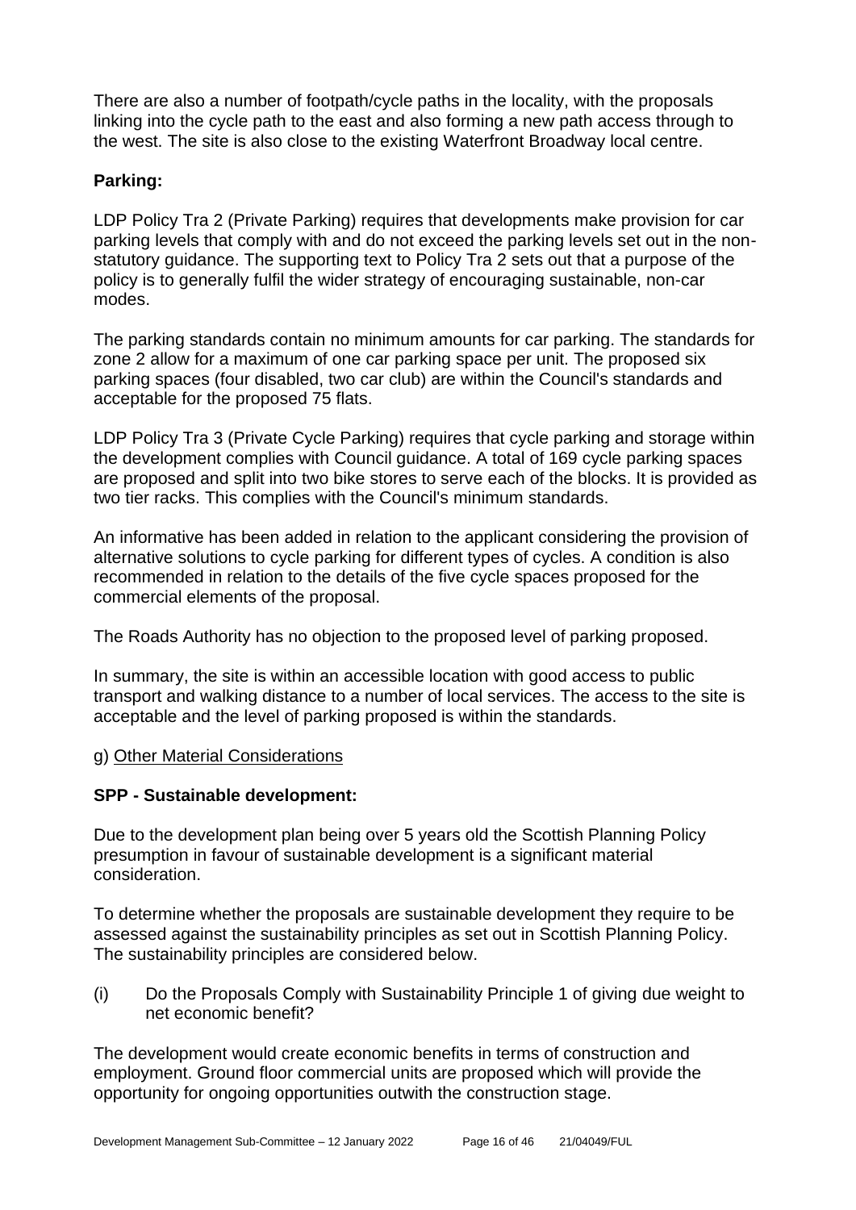There are also a number of footpath/cycle paths in the locality, with the proposals linking into the cycle path to the east and also forming a new path access through to the west. The site is also close to the existing Waterfront Broadway local centre.

**Parking:**

LDP Policy Tra 2 (Private Parking) requires that developments make provision for car parking levels that comply with and do not exceed the parking levels set out in the non-statutory guidance. The supporting text to Policy Tra 2 sets out that a purpose of the policy is to generally fulfil the wider strategy of encouraging sustainable, non-car modes.

The parking standards contain no minimum amounts for car parking. The standards for zone 2 allow for a maximum of one car parking space per unit. The proposed six parking spaces (four disabled, two car club) are within the Council's standards and acceptable for the proposed 75 flats.

LDP Policy Tra 3 (Private Cycle Parking) requires that cycle parking and storage within the development complies with Council guidance. A total of 169 cycle parking spaces are proposed and split into two bike stores to serve each of the blocks. It is provided as two tier racks. This complies with the Council's minimum standards.

An informative has been added in relation to the applicant considering the provision of alternative solutions to cycle parking for different types of cycles. A condition is also recommended in relation to the details of the five cycle spaces proposed for the commercial elements of the proposal.

The Roads Authority has no objection to the proposed level of parking proposed.

In summary, the site is within an accessible location with good access to public transport and walking distance to a number of local services. The access to the site is acceptable and the level of parking proposed is within the standards.

g) Other Material Considerations

**SPP - Sustainable development:**

Due to the development plan being over 5 years old the Scottish Planning Policy presumption in favour of sustainable development is a significant material consideration.

To determine whether the proposals are sustainable development they require to be assessed against the sustainability principles as set out in Scottish Planning Policy. The sustainability principles are considered below.

(i) Do the Proposals Comply with Sustainability Principle 1 of giving due weight to net economic benefit?

The development would create economic benefits in terms of construction and employment. Ground floor commercial units are proposed which will provide the opportunity for ongoing opportunities outwith the construction stage.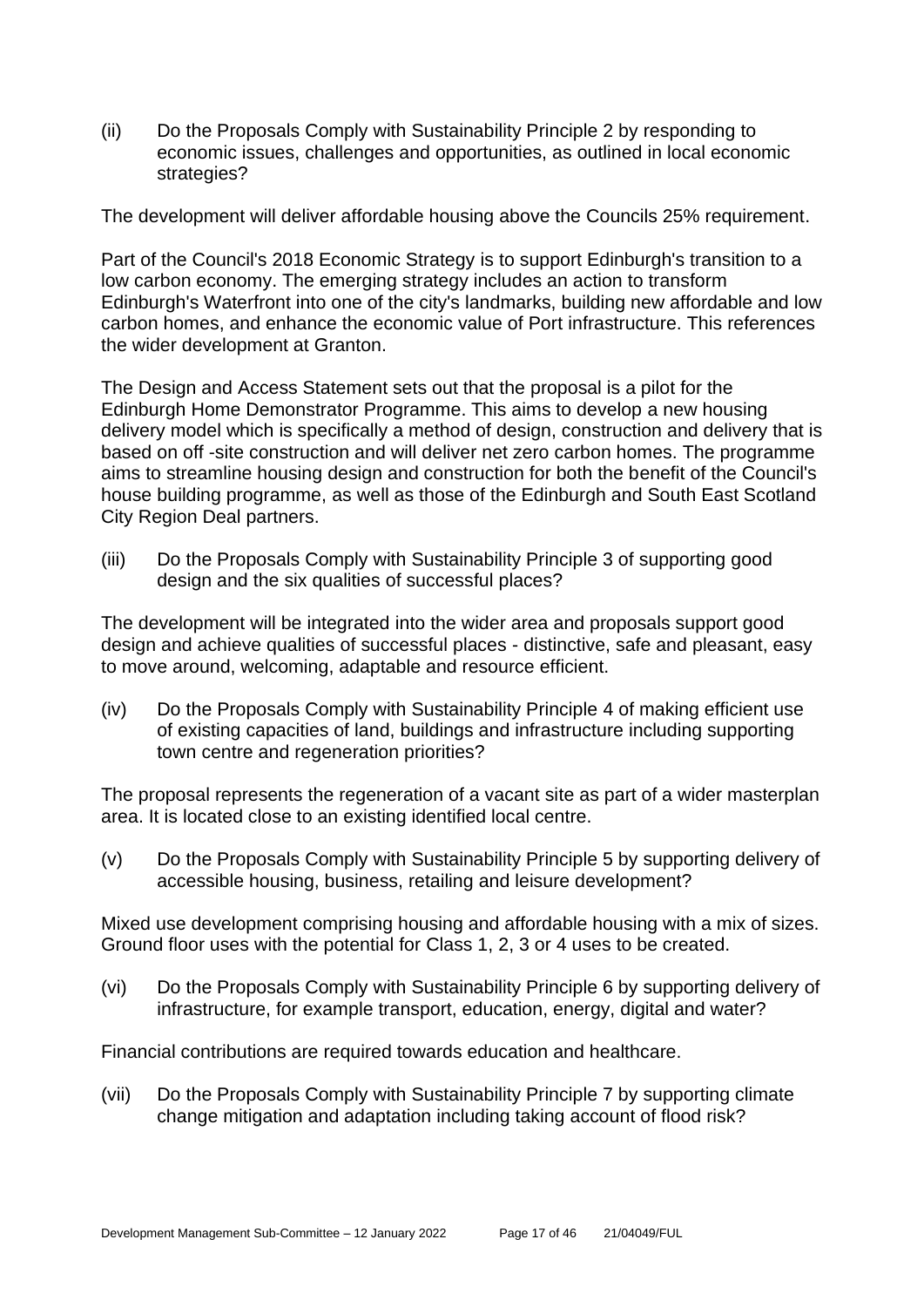(ii) Do the Proposals Comply with Sustainability Principle 2 by responding to economic issues, challenges and opportunities, as outlined in local economic strategies?

The development will deliver affordable housing above the Councils 25% requirement.

Part of the Council's 2018 Economic Strategy is to support Edinburgh's transition to a low carbon economy. The emerging strategy includes an action to transform Edinburgh's Waterfront into one of the city's landmarks, building new affordable and low carbon homes, and enhance the economic value of Port infrastructure. This references the wider development at Granton.

The Design and Access Statement sets out that the proposal is a pilot for the Edinburgh Home Demonstrator Programme. This aims to develop a new housing delivery model which is specifically a method of design, construction and delivery that is based on off -site construction and will deliver net zero carbon homes. The programme aims to streamline housing design and construction for both the benefit of the Council's house building programme, as well as those of the Edinburgh and South East Scotland City Region Deal partners.

(iii) Do the Proposals Comply with Sustainability Principle 3 of supporting good design and the six qualities of successful places?

The development will be integrated into the wider area and proposals support good design and achieve qualities of successful places - distinctive, safe and pleasant, easy to move around, welcoming, adaptable and resource efficient.

(iv) Do the Proposals Comply with Sustainability Principle 4 of making efficient use of existing capacities of land, buildings and infrastructure including supporting town centre and regeneration priorities?

The proposal represents the regeneration of a vacant site as part of a wider masterplan area. It is located close to an existing identified local centre.

(v) Do the Proposals Comply with Sustainability Principle 5 by supporting delivery of accessible housing, business, retailing and leisure development?

Mixed use development comprising housing and affordable housing with a mix of sizes. Ground floor uses with the potential for Class 1, 2, 3 or 4 uses to be created.

(vi) Do the Proposals Comply with Sustainability Principle 6 by supporting delivery of infrastructure, for example transport, education, energy, digital and water?

Financial contributions are required towards education and healthcare.

(vii) Do the Proposals Comply with Sustainability Principle 7 by supporting climate change mitigation and adaptation including taking account of flood risk?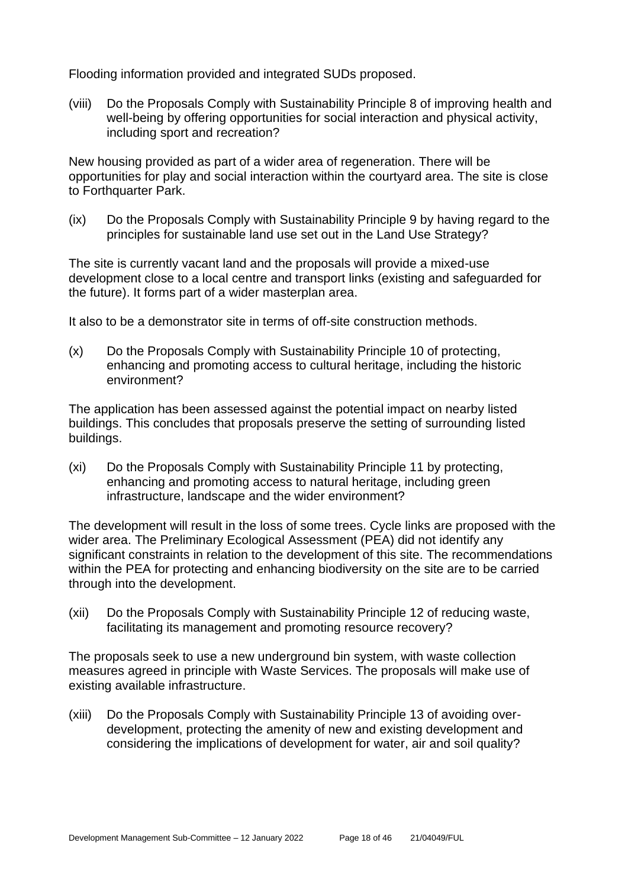Flooding information provided and integrated SUDs proposed.

(viii) Do the Proposals Comply with Sustainability Principle 8 of improving health and well-being by offering opportunities for social interaction and physical activity, including sport and recreation?

New housing provided as part of a wider area of regeneration. There will be opportunities for play and social interaction within the courtyard area. The site is close to Forthquarter Park.

(ix) Do the Proposals Comply with Sustainability Principle 9 by having regard to the principles for sustainable land use set out in the Land Use Strategy?

The site is currently vacant land and the proposals will provide a mixed-use development close to a local centre and transport links (existing and safeguarded for the future). It forms part of a wider masterplan area.

It also to be a demonstrator site in terms of off-site construction methods.

(x) Do the Proposals Comply with Sustainability Principle 10 of protecting, enhancing and promoting access to cultural heritage, including the historic environment?

The application has been assessed against the potential impact on nearby listed buildings. This concludes that proposals preserve the setting of surrounding listed buildings.

(xi) Do the Proposals Comply with Sustainability Principle 11 by protecting, enhancing and promoting access to natural heritage, including green infrastructure, landscape and the wider environment?

The development will result in the loss of some trees. Cycle links are proposed with the wider area. The Preliminary Ecological Assessment (PEA) did not identify any significant constraints in relation to the development of this site. The recommendations within the PEA for protecting and enhancing biodiversity on the site are to be carried through into the development.

(xii) Do the Proposals Comply with Sustainability Principle 12 of reducing waste, facilitating its management and promoting resource recovery?

The proposals seek to use a new underground bin system, with waste collection measures agreed in principle with Waste Services. The proposals will make use of existing available infrastructure.

(xiii) Do the Proposals Comply with Sustainability Principle 13 of avoiding over-development, protecting the amenity of new and existing development and considering the implications of development for water, air and soil quality?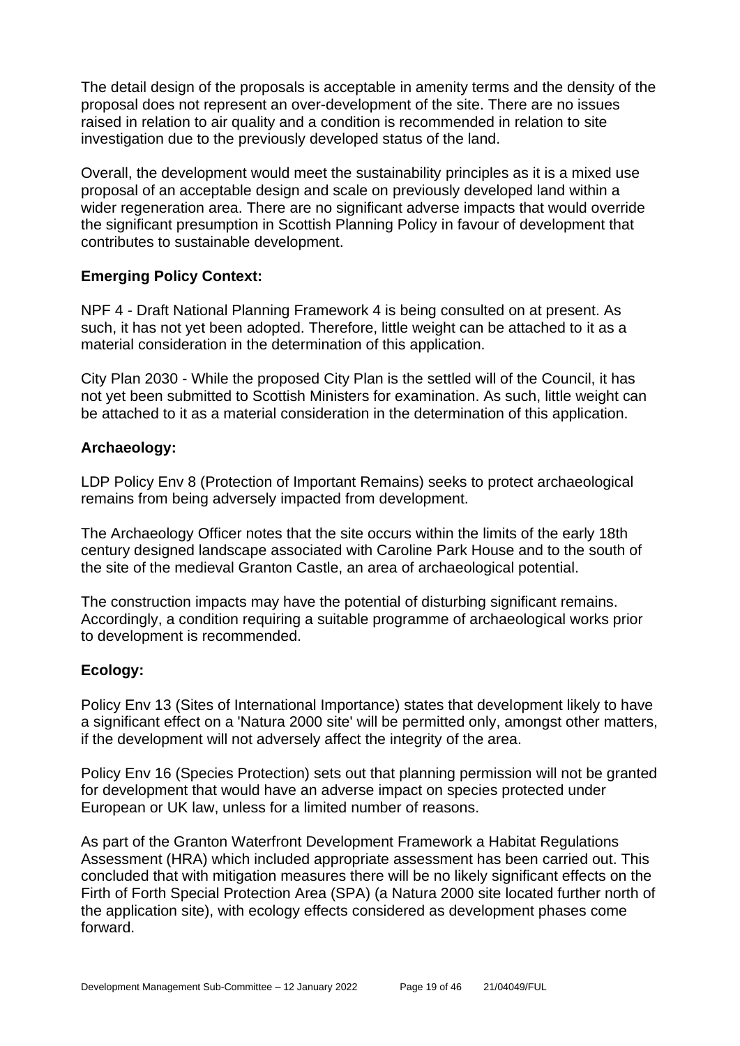The detail design of the proposals is acceptable in amenity terms and the density of the proposal does not represent an over-development of the site. There are no issues raised in relation to air quality and a condition is recommended in relation to site investigation due to the previously developed status of the land.

Overall, the development would meet the sustainability principles as it is a mixed use proposal of an acceptable design and scale on previously developed land within a wider regeneration area. There are no significant adverse impacts that would override the significant presumption in Scottish Planning Policy in favour of development that contributes to sustainable development.

**Emerging Policy Context:**

NPF 4 - Draft National Planning Framework 4 is being consulted on at present. As such, it has not yet been adopted. Therefore, little weight can be attached to it as a material consideration in the determination of this application.

City Plan 2030 - While the proposed City Plan is the settled will of the Council, it has not yet been submitted to Scottish Ministers for examination. As such, little weight can be attached to it as a material consideration in the determination of this application.

**Archaeology:**

LDP Policy Env 8 (Protection of Important Remains) seeks to protect archaeological remains from being adversely impacted from development.

The Archaeology Officer notes that the site occurs within the limits of the early 18th century designed landscape associated with Caroline Park House and to the south of the site of the medieval Granton Castle, an area of archaeological potential.

The construction impacts may have the potential of disturbing significant remains. Accordingly, a condition requiring a suitable programme of archaeological works prior to development is recommended.

**Ecology:**

Policy Env 13 (Sites of International Importance) states that development likely to have a significant effect on a 'Natura 2000 site' will be permitted only, amongst other matters, if the development will not adversely affect the integrity of the area.

Policy Env 16 (Species Protection) sets out that planning permission will not be granted for development that would have an adverse impact on species protected under European or UK law, unless for a limited number of reasons.

As part of the Granton Waterfront Development Framework a Habitat Regulations Assessment (HRA) which included appropriate assessment has been carried out. This concluded that with mitigation measures there will be no likely significant effects on the Firth of Forth Special Protection Area (SPA) (a Natura 2000 site located further north of the application site), with ecology effects considered as development phases come forward.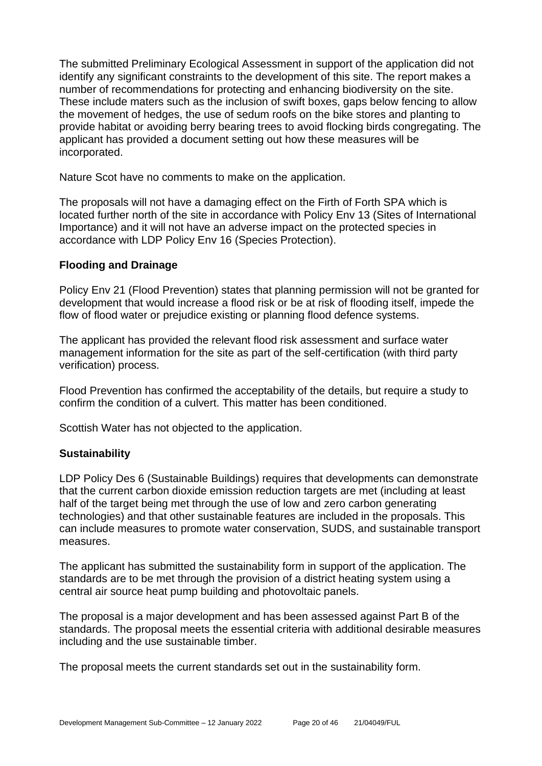The submitted Preliminary Ecological Assessment in support of the application did not identify any significant constraints to the development of this site. The report makes a number of recommendations for protecting and enhancing biodiversity on the site. These include maters such as the inclusion of swift boxes, gaps below fencing to allow the movement of hedges, the use of sedum roofs on the bike stores and planting to provide habitat or avoiding berry bearing trees to avoid flocking birds congregating. The applicant has provided a document setting out how these measures will be incorporated.

Nature Scot have no comments to make on the application.

The proposals will not have a damaging effect on the Firth of Forth SPA which is located further north of the site in accordance with Policy Env 13 (Sites of International Importance) and it will not have an adverse impact on the protected species in accordance with LDP Policy Env 16 (Species Protection).

**Flooding and Drainage**

Policy Env 21 (Flood Prevention) states that planning permission will not be granted for development that would increase a flood risk or be at risk of flooding itself, impede the flow of flood water or prejudice existing or planning flood defence systems.

The applicant has provided the relevant flood risk assessment and surface water management information for the site as part of the self-certification (with third party verification) process.

Flood Prevention has confirmed the acceptability of the details, but require a study to confirm the condition of a culvert. This matter has been conditioned.

Scottish Water has not objected to the application.

**Sustainability**

LDP Policy Des 6 (Sustainable Buildings) requires that developments can demonstrate that the current carbon dioxide emission reduction targets are met (including at least half of the target being met through the use of low and zero carbon generating technologies) and that other sustainable features are included in the proposals. This can include measures to promote water conservation, SUDS, and sustainable transport measures.

The applicant has submitted the sustainability form in support of the application. The standards are to be met through the provision of a district heating system using a central air source heat pump building and photovoltaic panels.

The proposal is a major development and has been assessed against Part B of the standards. The proposal meets the essential criteria with additional desirable measures including and the use sustainable timber.

The proposal meets the current standards set out in the sustainability form.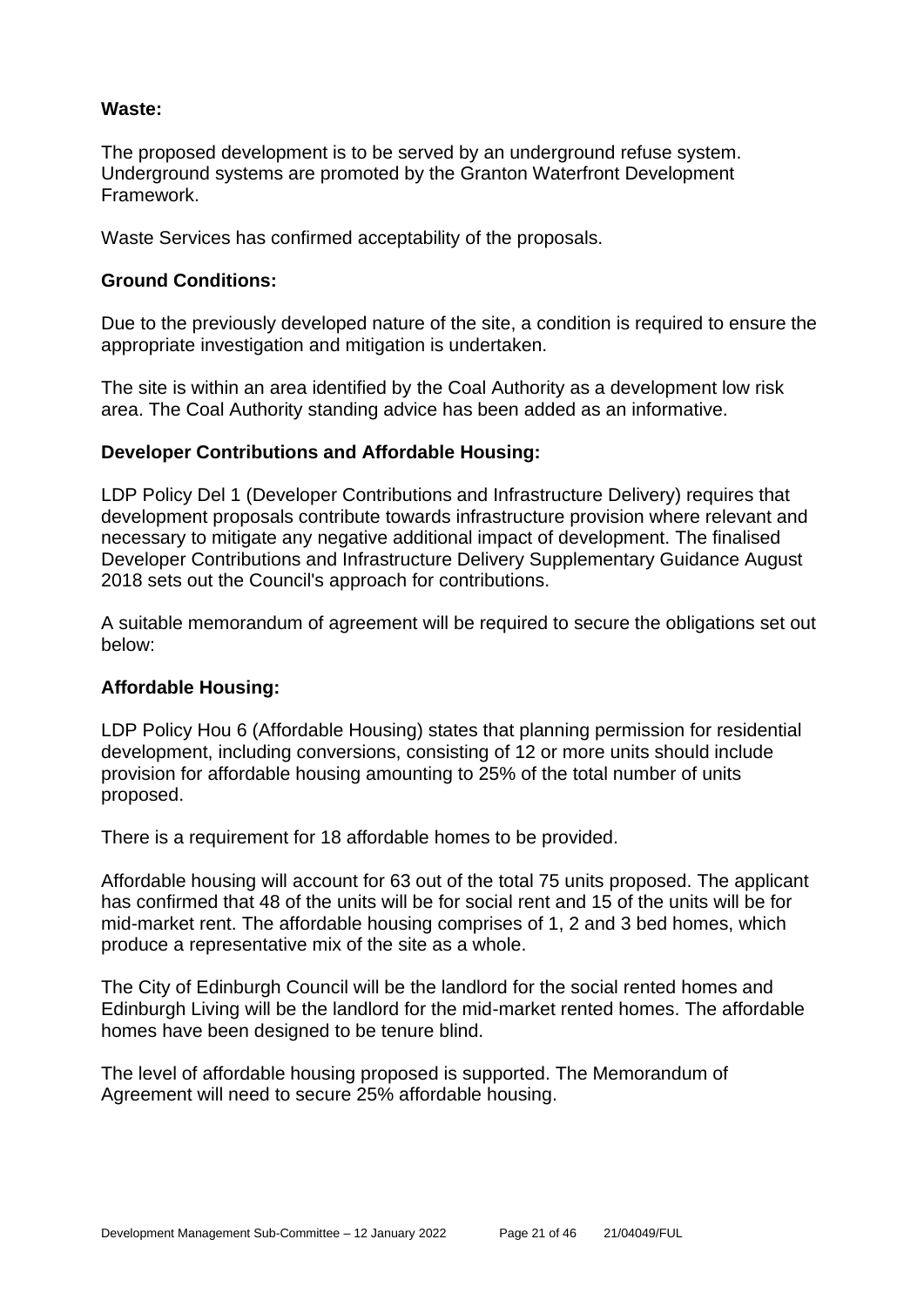**Waste:**

The proposed development is to be served by an underground refuse system. Underground systems are promoted by the Granton Waterfront Development Framework.

Waste Services has confirmed acceptability of the proposals.

**Ground Conditions:**

Due to the previously developed nature of the site, a condition is required to ensure the appropriate investigation and mitigation is undertaken.

The site is within an area identified by the Coal Authority as a development low risk area. The Coal Authority standing advice has been added as an informative.

**Developer Contributions and Affordable Housing:**

LDP Policy Del 1 (Developer Contributions and Infrastructure Delivery) requires that development proposals contribute towards infrastructure provision where relevant and necessary to mitigate any negative additional impact of development. The finalised Developer Contributions and Infrastructure Delivery Supplementary Guidance August 2018 sets out the Council's approach for contributions.

A suitable memorandum of agreement will be required to secure the obligations set out below:

**Affordable Housing:**

LDP Policy Hou 6 (Affordable Housing) states that planning permission for residential development, including conversions, consisting of 12 or more units should include provision for affordable housing amounting to 25% of the total number of units proposed.

There is a requirement for 18 affordable homes to be provided.

Affordable housing will account for 63 out of the total 75 units proposed. The applicant has confirmed that 48 of the units will be for social rent and 15 of the units will be for mid-market rent. The affordable housing comprises of 1, 2 and 3 bed homes, which produce a representative mix of the site as a whole.

The City of Edinburgh Council will be the landlord for the social rented homes and Edinburgh Living will be the landlord for the mid-market rented homes. The affordable homes have been designed to be tenure blind.

The level of affordable housing proposed is supported. The Memorandum of Agreement will need to secure 25% affordable housing.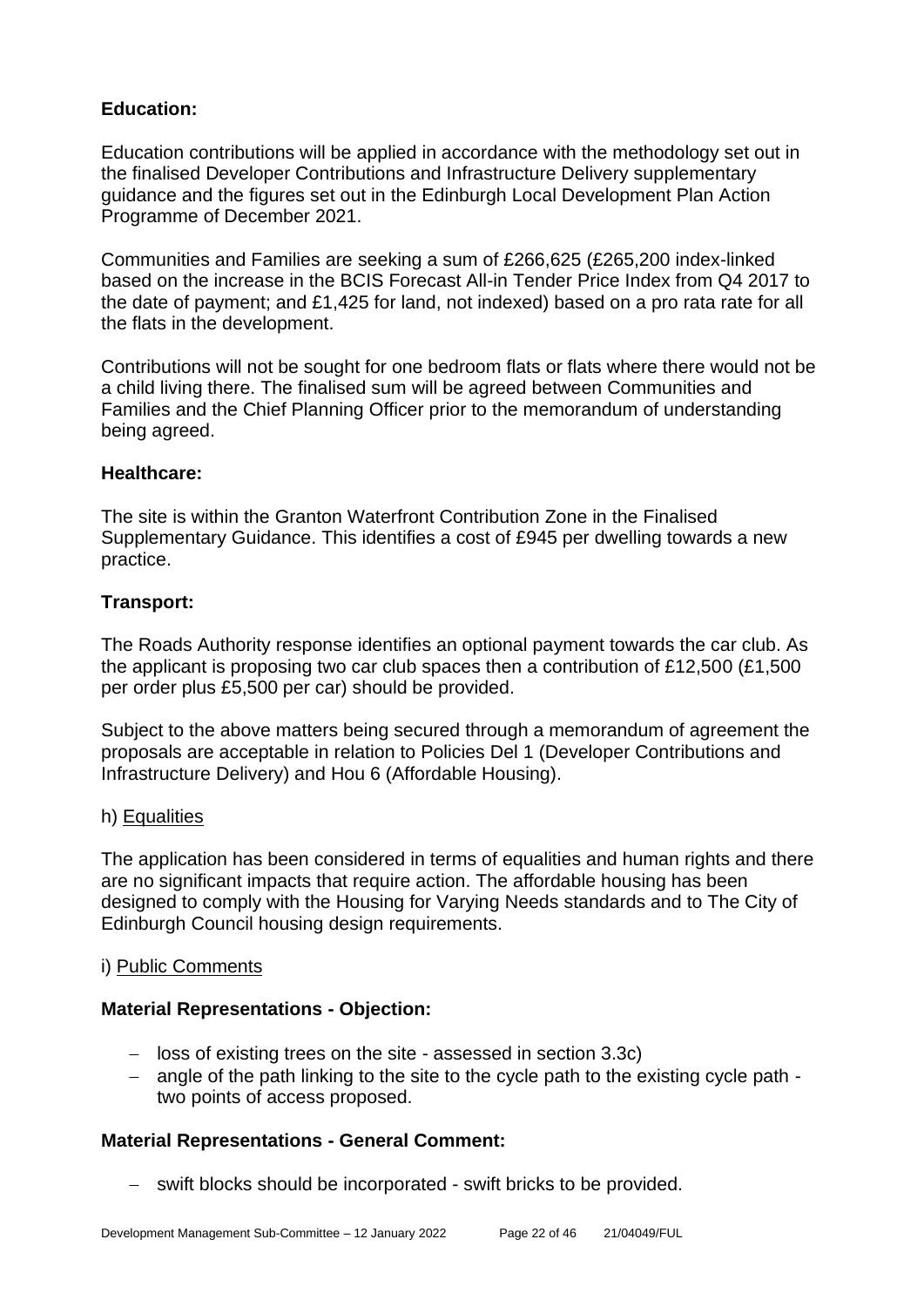**Education:**

Education contributions will be applied in accordance with the methodology set out in the finalised Developer Contributions and Infrastructure Delivery supplementary guidance and the figures set out in the Edinburgh Local Development Plan Action Programme of December 2021.

Communities and Families are seeking a sum of £266,625 (£265,200 index-linked based on the increase in the BCIS Forecast All-in Tender Price Index from Q4 2017 to the date of payment; and £1,425 for land, not indexed) based on a pro rata rate for all the flats in the development.

Contributions will not be sought for one bedroom flats or flats where there would not be a child living there. The finalised sum will be agreed between Communities and Families and the Chief Planning Officer prior to the memorandum of understanding being agreed.

**Healthcare:**

The site is within the Granton Waterfront Contribution Zone in the Finalised Supplementary Guidance. This identifies a cost of £945 per dwelling towards a new practice.

**Transport:**

The Roads Authority response identifies an optional payment towards the car club. As the applicant is proposing two car club spaces then a contribution of £12,500 (£1,500 per order plus £5,500 per car) should be provided.

Subject to the above matters being secured through a memorandum of agreement the proposals are acceptable in relation to Policies Del 1 (Developer Contributions and Infrastructure Delivery) and Hou 6 (Affordable Housing).

h) Equalities

The application has been considered in terms of equalities and human rights and there are no significant impacts that require action. The affordable housing has been designed to comply with the Housing for Varying Needs standards and to The City of Edinburgh Council housing design requirements.

i) Public Comments

**Material Representations - Objection:**

- loss of existing trees on the site - assessed in section 3.3c)
- angle of the path linking to the site to the cycle path to the existing cycle path - two points of access proposed.

**Material Representations - General Comment:**

- swift blocks should be incorporated - swift bricks to be provided.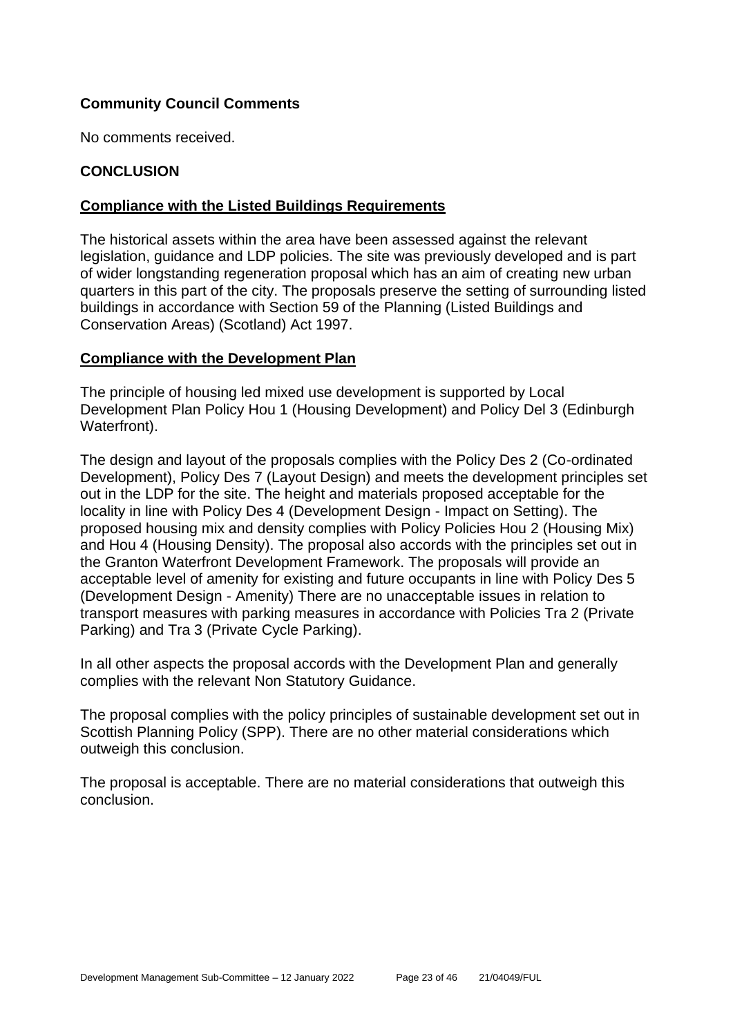**Community Council Comments**

No comments received.

**CONCLUSION**

**Compliance with the Listed Buildings Requirements**

The historical assets within the area have been assessed against the relevant legislation, guidance and LDP policies. The site was previously developed and is part of wider longstanding regeneration proposal which has an aim of creating new urban quarters in this part of the city. The proposals preserve the setting of surrounding listed buildings in accordance with Section 59 of the Planning (Listed Buildings and Conservation Areas) (Scotland) Act 1997.

**Compliance with the Development Plan**

The principle of housing led mixed use development is supported by Local Development Plan Policy Hou 1 (Housing Development) and Policy Del 3 (Edinburgh Waterfront).

The design and layout of the proposals complies with the Policy Des 2 (Co-ordinated Development), Policy Des 7 (Layout Design) and meets the development principles set out in the LDP for the site. The height and materials proposed acceptable for the locality in line with Policy Des 4 (Development Design - Impact on Setting). The proposed housing mix and density complies with Policy Policies Hou 2 (Housing Mix) and Hou 4 (Housing Density). The proposal also accords with the principles set out in the Granton Waterfront Development Framework. The proposals will provide an acceptable level of amenity for existing and future occupants in line with Policy Des 5 (Development Design - Amenity) There are no unacceptable issues in relation to transport measures with parking measures in accordance with Policies Tra 2 (Private Parking) and Tra 3 (Private Cycle Parking).

In all other aspects the proposal accords with the Development Plan and generally complies with the relevant Non Statutory Guidance.

The proposal complies with the policy principles of sustainable development set out in Scottish Planning Policy (SPP). There are no other material considerations which outweigh this conclusion.

The proposal is acceptable. There are no material considerations that outweigh this conclusion.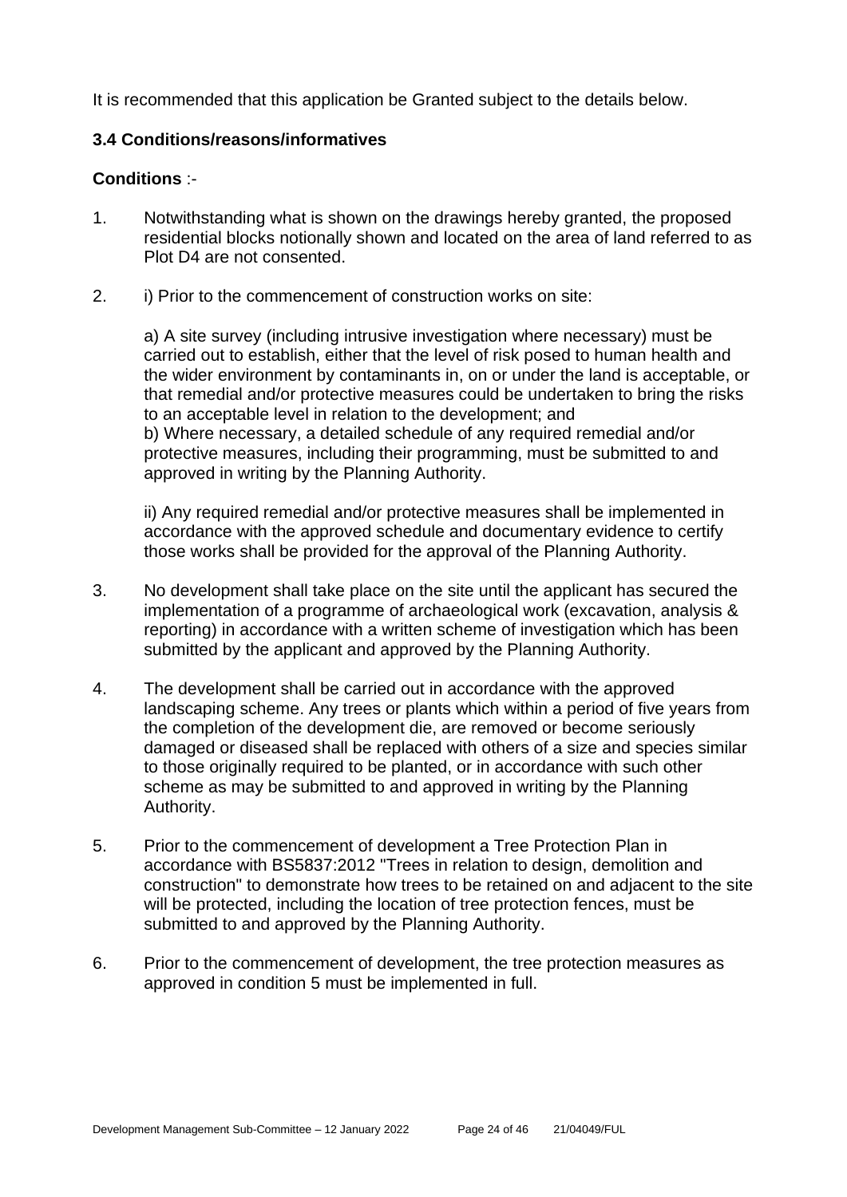It is recommended that this application be Granted subject to the details below.

### 3.4 Conditions/reasons/informatives

**Conditions** :-

1. Notwithstanding what is shown on the drawings hereby granted, the proposed residential blocks notionally shown and located on the area of land referred to as Plot D4 are not consented.

2. i) Prior to the commencement of construction works on site:

   a) A site survey (including intrusive investigation where necessary) must be carried out to establish, either that the level of risk posed to human health and the wider environment by contaminants in, on or under the land is acceptable, or that remedial and/or protective measures could be undertaken to bring the risks to an acceptable level in relation to the development; and
   b) Where necessary, a detailed schedule of any required remedial and/or protective measures, including their programming, must be submitted to and approved in writing by the Planning Authority.

   ii) Any required remedial and/or protective measures shall be implemented in accordance with the approved schedule and documentary evidence to certify those works shall be provided for the approval of the Planning Authority.

3. No development shall take place on the site until the applicant has secured the implementation of a programme of archaeological work (excavation, analysis & reporting) in accordance with a written scheme of investigation which has been submitted by the applicant and approved by the Planning Authority.

4. The development shall be carried out in accordance with the approved landscaping scheme. Any trees or plants which within a period of five years from the completion of the development die, are removed or become seriously damaged or diseased shall be replaced with others of a size and species similar to those originally required to be planted, or in accordance with such other scheme as may be submitted to and approved in writing by the Planning Authority.

5. Prior to the commencement of development a Tree Protection Plan in accordance with BS5837:2012 "Trees in relation to design, demolition and construction" to demonstrate how trees to be retained on and adjacent to the site will be protected, including the location of tree protection fences, must be submitted to and approved by the Planning Authority.

6. Prior to the commencement of development, the tree protection measures as approved in condition 5 must be implemented in full.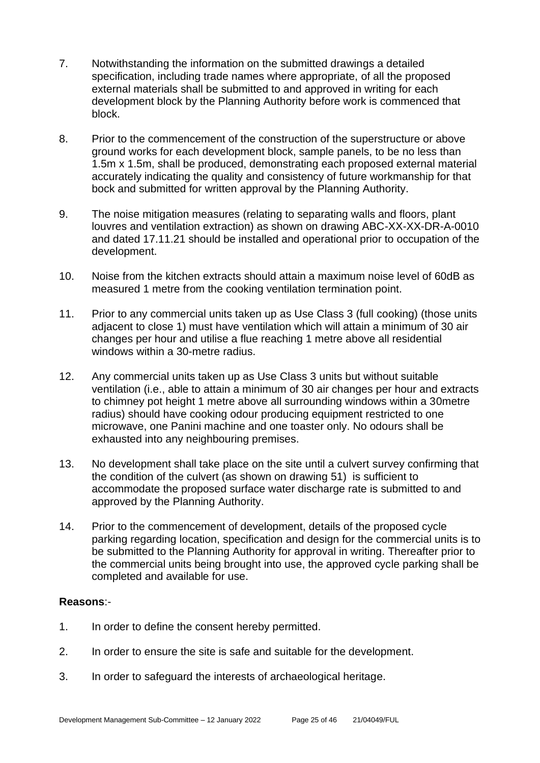7. Notwithstanding the information on the submitted drawings a detailed specification, including trade names where appropriate, of all the proposed external materials shall be submitted to and approved in writing for each development block by the Planning Authority before work is commenced that block.

8. Prior to the commencement of the construction of the superstructure or above ground works for each development block, sample panels, to be no less than 1.5m x 1.5m, shall be produced, demonstrating each proposed external material accurately indicating the quality and consistency of future workmanship for that bock and submitted for written approval by the Planning Authority.

9. The noise mitigation measures (relating to separating walls and floors, plant louvres and ventilation extraction) as shown on drawing ABC-XX-XX-DR-A-0010 and dated 17.11.21 should be installed and operational prior to occupation of the development.

10. Noise from the kitchen extracts should attain a maximum noise level of 60dB as measured 1 metre from the cooking ventilation termination point.

11. Prior to any commercial units taken up as Use Class 3 (full cooking) (those units adjacent to close 1) must have ventilation which will attain a minimum of 30 air changes per hour and utilise a flue reaching 1 metre above all residential windows within a 30-metre radius.

12. Any commercial units taken up as Use Class 3 units but without suitable ventilation (i.e., able to attain a minimum of 30 air changes per hour and extracts to chimney pot height 1 metre above all surrounding windows within a 30metre radius) should have cooking odour producing equipment restricted to one microwave, one Panini machine and one toaster only. No odours shall be exhausted into any neighbouring premises.

13. No development shall take place on the site until a culvert survey confirming that the condition of the culvert (as shown on drawing 51) is sufficient to accommodate the proposed surface water discharge rate is submitted to and approved by the Planning Authority.

14. Prior to the commencement of development, details of the proposed cycle parking regarding location, specification and design for the commercial units is to be submitted to the Planning Authority for approval in writing. Thereafter prior to the commercial units being brought into use, the approved cycle parking shall be completed and available for use.

**Reasons**:-

1. In order to define the consent hereby permitted.

2. In order to ensure the site is safe and suitable for the development.

3. In order to safeguard the interests of archaeological heritage.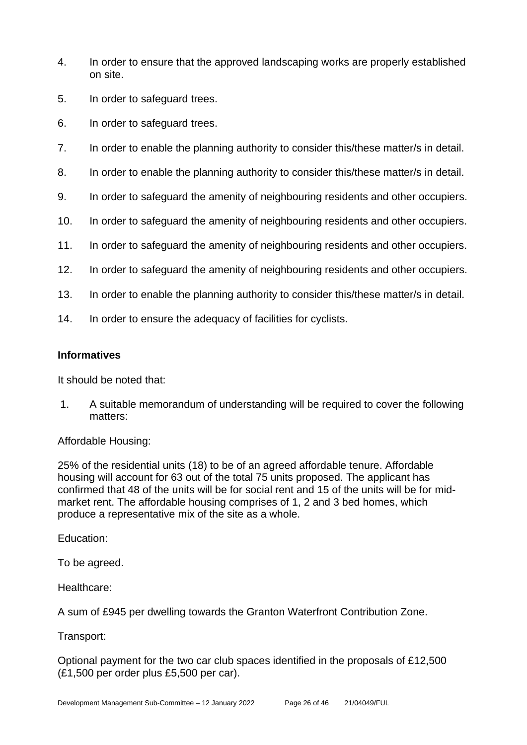4. In order to ensure that the approved landscaping works are properly established on site.

5. In order to safeguard trees.

6. In order to safeguard trees.

7. In order to enable the planning authority to consider this/these matter/s in detail.

8. In order to enable the planning authority to consider this/these matter/s in detail.

9. In order to safeguard the amenity of neighbouring residents and other occupiers.

10. In order to safeguard the amenity of neighbouring residents and other occupiers.

11. In order to safeguard the amenity of neighbouring residents and other occupiers.

12. In order to safeguard the amenity of neighbouring residents and other occupiers.

13. In order to enable the planning authority to consider this/these matter/s in detail.

14. In order to ensure the adequacy of facilities for cyclists.

### Informatives

It should be noted that:

1. A suitable memorandum of understanding will be required to cover the following matters:

Affordable Housing:

25% of the residential units (18) to be of an agreed affordable tenure. Affordable housing will account for 63 out of the total 75 units proposed. The applicant has confirmed that 48 of the units will be for social rent and 15 of the units will be for mid-market rent. The affordable housing comprises of 1, 2 and 3 bed homes, which produce a representative mix of the site as a whole.

Education:

To be agreed.

Healthcare:

A sum of £945 per dwelling towards the Granton Waterfront Contribution Zone.

Transport:

Optional payment for the two car club spaces identified in the proposals of £12,500 (£1,500 per order plus £5,500 per car).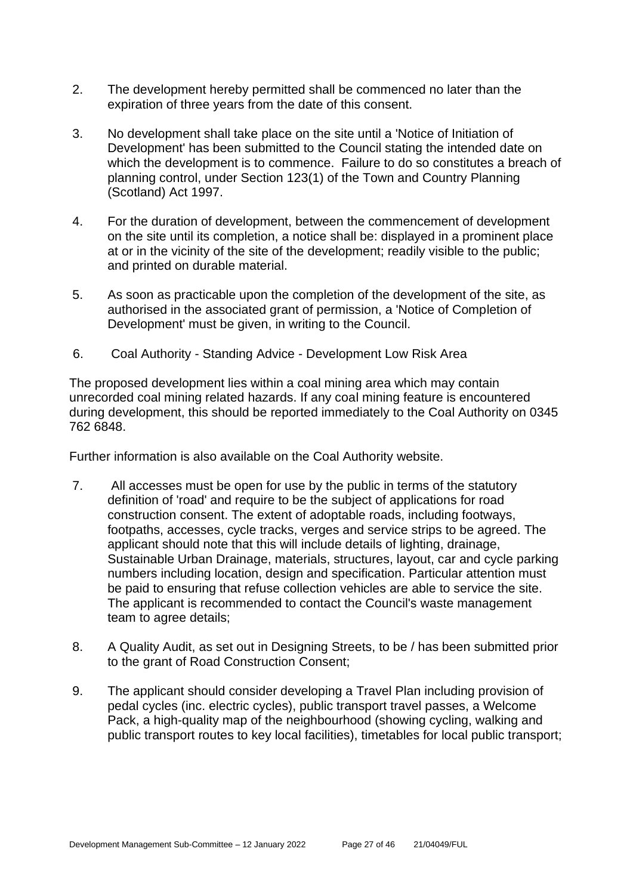2. The development hereby permitted shall be commenced no later than the expiration of three years from the date of this consent.

3. No development shall take place on the site until a 'Notice of Initiation of Development' has been submitted to the Council stating the intended date on which the development is to commence. Failure to do so constitutes a breach of planning control, under Section 123(1) of the Town and Country Planning (Scotland) Act 1997.

4. For the duration of development, between the commencement of development on the site until its completion, a notice shall be: displayed in a prominent place at or in the vicinity of the site of the development; readily visible to the public; and printed on durable material.

5. As soon as practicable upon the completion of the development of the site, as authorised in the associated grant of permission, a 'Notice of Completion of Development' must be given, in writing to the Council.

6. Coal Authority - Standing Advice - Development Low Risk Area

The proposed development lies within a coal mining area which may contain unrecorded coal mining related hazards. If any coal mining feature is encountered during development, this should be reported immediately to the Coal Authority on 0345 762 6848.

Further information is also available on the Coal Authority website.

7. All accesses must be open for use by the public in terms of the statutory definition of 'road' and require to be the subject of applications for road construction consent. The extent of adoptable roads, including footways, footpaths, accesses, cycle tracks, verges and service strips to be agreed. The applicant should note that this will include details of lighting, drainage, Sustainable Urban Drainage, materials, structures, layout, car and cycle parking numbers including location, design and specification. Particular attention must be paid to ensuring that refuse collection vehicles are able to service the site. The applicant is recommended to contact the Council's waste management team to agree details;

8. A Quality Audit, as set out in Designing Streets, to be / has been submitted prior to the grant of Road Construction Consent;

9. The applicant should consider developing a Travel Plan including provision of pedal cycles (inc. electric cycles), public transport travel passes, a Welcome Pack, a high-quality map of the neighbourhood (showing cycling, walking and public transport routes to key local facilities), timetables for local public transport;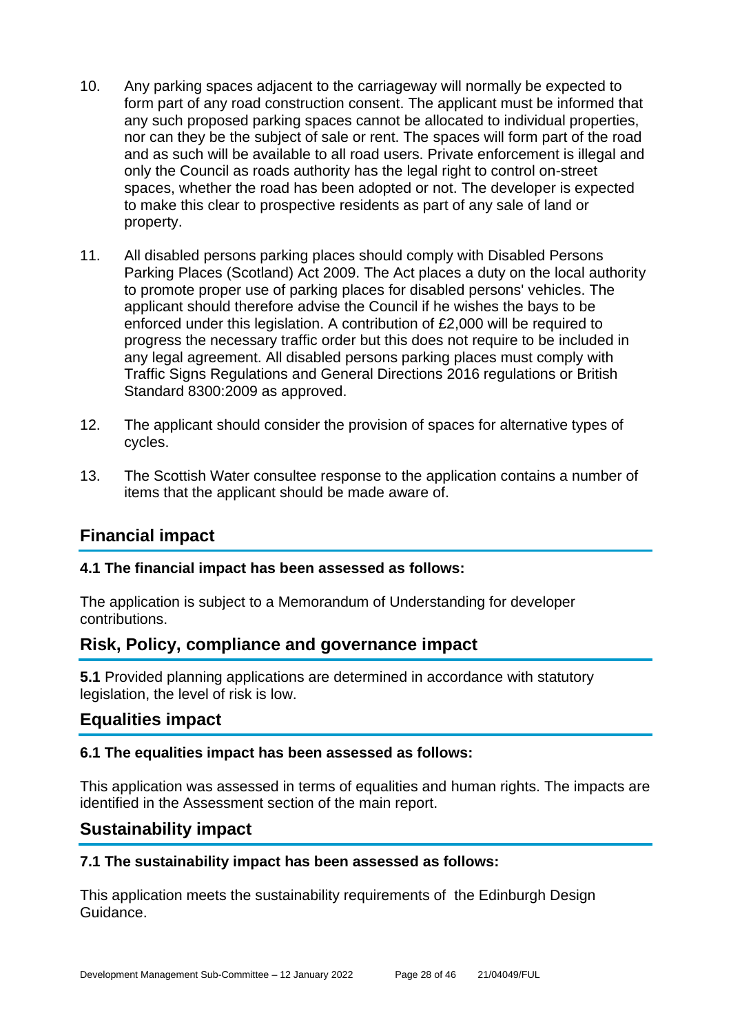10. Any parking spaces adjacent to the carriageway will normally be expected to form part of any road construction consent. The applicant must be informed that any such proposed parking spaces cannot be allocated to individual properties, nor can they be the subject of sale or rent. The spaces will form part of the road and as such will be available to all road users. Private enforcement is illegal and only the Council as roads authority has the legal right to control on-street spaces, whether the road has been adopted or not. The developer is expected to make this clear to prospective residents as part of any sale of land or property.

11. All disabled persons parking places should comply with Disabled Persons Parking Places (Scotland) Act 2009. The Act places a duty on the local authority to promote proper use of parking places for disabled persons' vehicles. The applicant should therefore advise the Council if he wishes the bays to be enforced under this legislation. A contribution of £2,000 will be required to progress the necessary traffic order but this does not require to be included in any legal agreement. All disabled persons parking places must comply with Traffic Signs Regulations and General Directions 2016 regulations or British Standard 8300:2009 as approved.

12. The applicant should consider the provision of spaces for alternative types of cycles.

13. The Scottish Water consultee response to the application contains a number of items that the applicant should be made aware of.

## Financial impact

**4.1 The financial impact has been assessed as follows:**

The application is subject to a Memorandum of Understanding for developer contributions.

## Risk, Policy, compliance and governance impact

**5.1** Provided planning applications are determined in accordance with statutory legislation, the level of risk is low.

## Equalities impact

**6.1 The equalities impact has been assessed as follows:**

This application was assessed in terms of equalities and human rights. The impacts are identified in the Assessment section of the main report.

## Sustainability impact

**7.1 The sustainability impact has been assessed as follows:**

This application meets the sustainability requirements of the Edinburgh Design Guidance.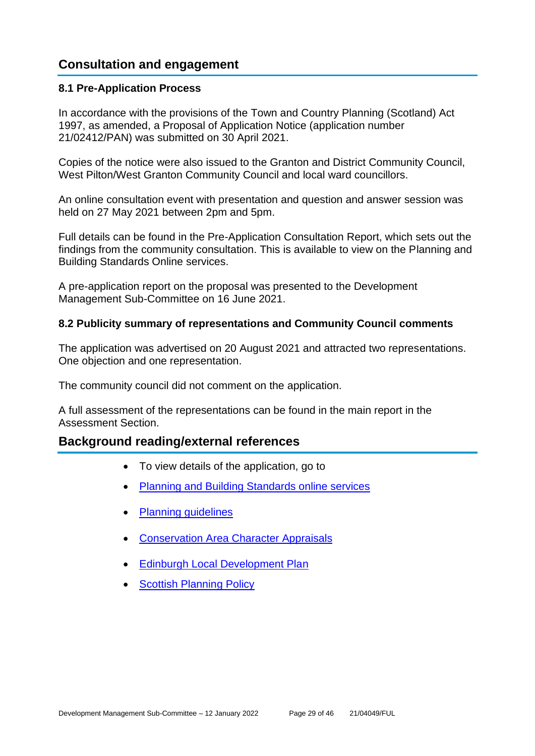## Consultation and engagement

### 8.1 Pre-Application Process

In accordance with the provisions of the Town and Country Planning (Scotland) Act 1997, as amended, a Proposal of Application Notice (application number 21/02412/PAN) was submitted on 30 April 2021.

Copies of the notice were also issued to the Granton and District Community Council, West Pilton/West Granton Community Council and local ward councillors.

An online consultation event with presentation and question and answer session was held on 27 May 2021 between 2pm and 5pm.

Full details can be found in the Pre-Application Consultation Report, which sets out the findings from the community consultation. This is available to view on the Planning and Building Standards Online services.

A pre-application report on the proposal was presented to the Development Management Sub-Committee on 16 June 2021.

### 8.2 Publicity summary of representations and Community Council comments

The application was advertised on 20 August 2021 and attracted two representations. One objection and one representation.

The community council did not comment on the application.

A full assessment of the representations can be found in the main report in the Assessment Section.

## Background reading/external references

- To view details of the application, go to
- Planning and Building Standards online services
- Planning guidelines
- Conservation Area Character Appraisals
- Edinburgh Local Development Plan
- Scottish Planning Policy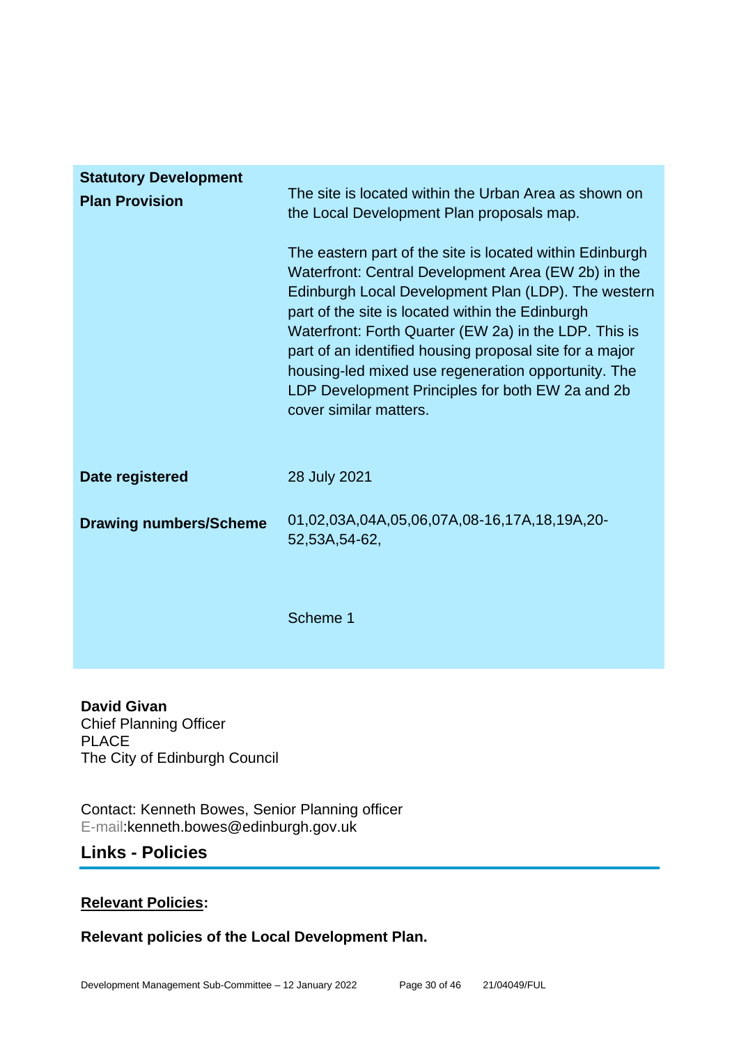| | |
|---|---|
| **Statistory Development Plan Provision** | The site is located within the Urban Area as shown on the Local Development Plan proposals map.<br><br>The eastern part of the site is located within Edinburgh Waterfront: Central Development Area (EW 2b) in the Edinburgh Local Development Plan (LDP). The western part of the site is located within the Edinburgh Waterfront: Forth Quarter (EW 2a) in the LDP. This is part of an identified housing proposal site for a major housing-led mixed use regeneration opportunity. The LDP Development Principles for both EW 2a and 2b cover similar matters. |
| **Date registered** | 28 July 2021 |
| **Drawing numbers/Scheme** | 01,02,03A,04A,05,06,07A,08-16,17A,18,19A,20-52,53A,54-62,<br><br>Scheme 1 |

**David Givan**
Chief Planning Officer
PLACE
The City of Edinburgh Council

Contact: Kenneth Bowes, Senior Planning officer
E-mail:kenneth.bowes@edinburgh.gov.uk

## Links - Policies

**Relevant Policies:**

**Relevant policies of the Local Development Plan.**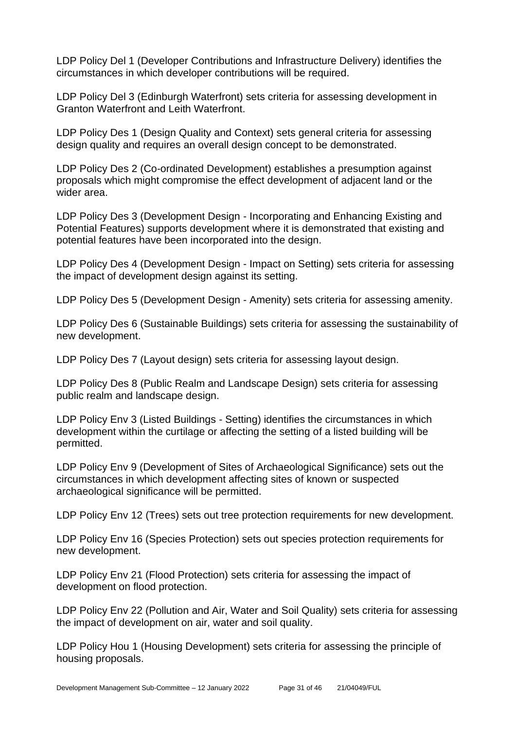LDP Policy Del 1 (Developer Contributions and Infrastructure Delivery) identifies the circumstances in which developer contributions will be required.

LDP Policy Del 3 (Edinburgh Waterfront) sets criteria for assessing development in Granton Waterfront and Leith Waterfront.

LDP Policy Des 1 (Design Quality and Context) sets general criteria for assessing design quality and requires an overall design concept to be demonstrated.

LDP Policy Des 2 (Co-ordinated Development) establishes a presumption against proposals which might compromise the effect development of adjacent land or the wider area.

LDP Policy Des 3 (Development Design - Incorporating and Enhancing Existing and Potential Features) supports development where it is demonstrated that existing and potential features have been incorporated into the design.

LDP Policy Des 4 (Development Design - Impact on Setting) sets criteria for assessing the impact of development design against its setting.

LDP Policy Des 5 (Development Design - Amenity) sets criteria for assessing amenity.

LDP Policy Des 6 (Sustainable Buildings) sets criteria for assessing the sustainability of new development.

LDP Policy Des 7 (Layout design) sets criteria for assessing layout design.

LDP Policy Des 8 (Public Realm and Landscape Design) sets criteria for assessing public realm and landscape design.

LDP Policy Env 3 (Listed Buildings - Setting) identifies the circumstances in which development within the curtilage or affecting the setting of a listed building will be permitted.

LDP Policy Env 9 (Development of Sites of Archaeological Significance) sets out the circumstances in which development affecting sites of known or suspected archaeological significance will be permitted.

LDP Policy Env 12 (Trees) sets out tree protection requirements for new development.

LDP Policy Env 16 (Species Protection) sets out species protection requirements for new development.

LDP Policy Env 21 (Flood Protection) sets criteria for assessing the impact of development on flood protection.

LDP Policy Env 22 (Pollution and Air, Water and Soil Quality) sets criteria for assessing the impact of development on air, water and soil quality.

LDP Policy Hou 1 (Housing Development) sets criteria for assessing the principle of housing proposals.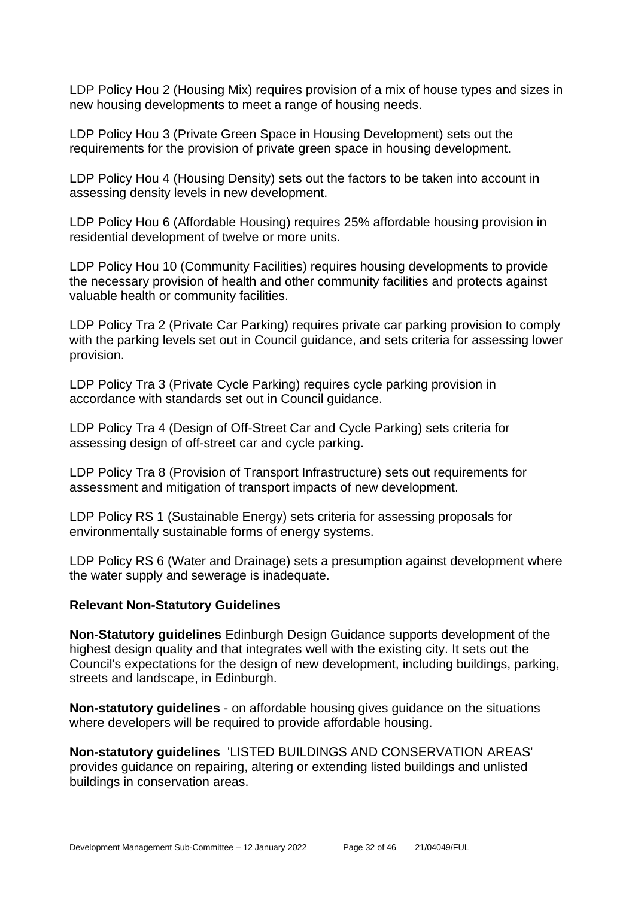LDP Policy Hou 2 (Housing Mix) requires provision of a mix of house types and sizes in new housing developments to meet a range of housing needs.

LDP Policy Hou 3 (Private Green Space in Housing Development) sets out the requirements for the provision of private green space in housing development.

LDP Policy Hou 4 (Housing Density) sets out the factors to be taken into account in assessing density levels in new development.

LDP Policy Hou 6 (Affordable Housing) requires 25% affordable housing provision in residential development of twelve or more units.

LDP Policy Hou 10 (Community Facilities) requires housing developments to provide the necessary provision of health and other community facilities and protects against valuable health or community facilities.

LDP Policy Tra 2 (Private Car Parking) requires private car parking provision to comply with the parking levels set out in Council guidance, and sets criteria for assessing lower provision.

LDP Policy Tra 3 (Private Cycle Parking) requires cycle parking provision in accordance with standards set out in Council guidance.

LDP Policy Tra 4 (Design of Off-Street Car and Cycle Parking) sets criteria for assessing design of off-street car and cycle parking.

LDP Policy Tra 8 (Provision of Transport Infrastructure) sets out requirements for assessment and mitigation of transport impacts of new development.

LDP Policy RS 1 (Sustainable Energy) sets criteria for assessing proposals for environmentally sustainable forms of energy systems.

LDP Policy RS 6 (Water and Drainage) sets a presumption against development where the water supply and sewerage is inadequate.

**Relevant Non-Statutory Guidelines**

**Non-Statutory guidelines** Edinburgh Design Guidance supports development of the highest design quality and that integrates well with the existing city. It sets out the Council's expectations for the design of new development, including buildings, parking, streets and landscape, in Edinburgh.

**Non-statutory guidelines** - on affordable housing gives guidance on the situations where developers will be required to provide affordable housing.

**Non-statutory guidelines** 'LISTED BUILDINGS AND CONSERVATION AREAS' provides guidance on repairing, altering or extending listed buildings and unlisted buildings in conservation areas.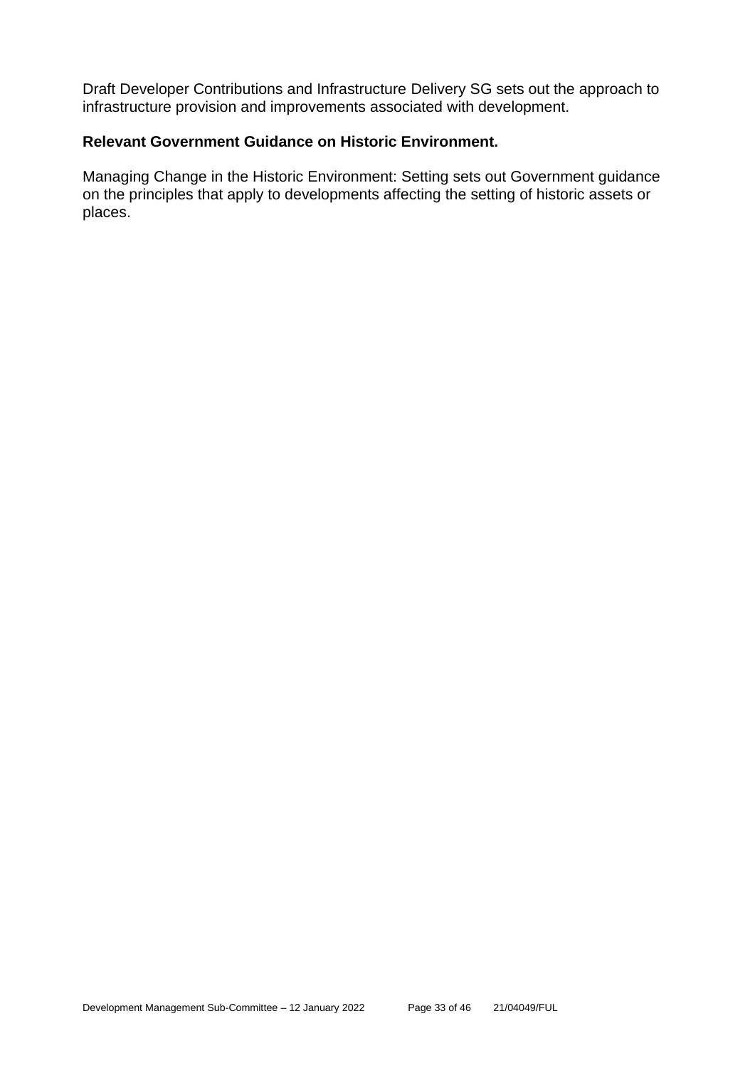Draft Developer Contributions and Infrastructure Delivery SG sets out the approach to infrastructure provision and improvements associated with development.

**Relevant Government Guidance on Historic Environment.**

Managing Change in the Historic Environment: Setting sets out Government guidance on the principles that apply to developments affecting the setting of historic assets or places.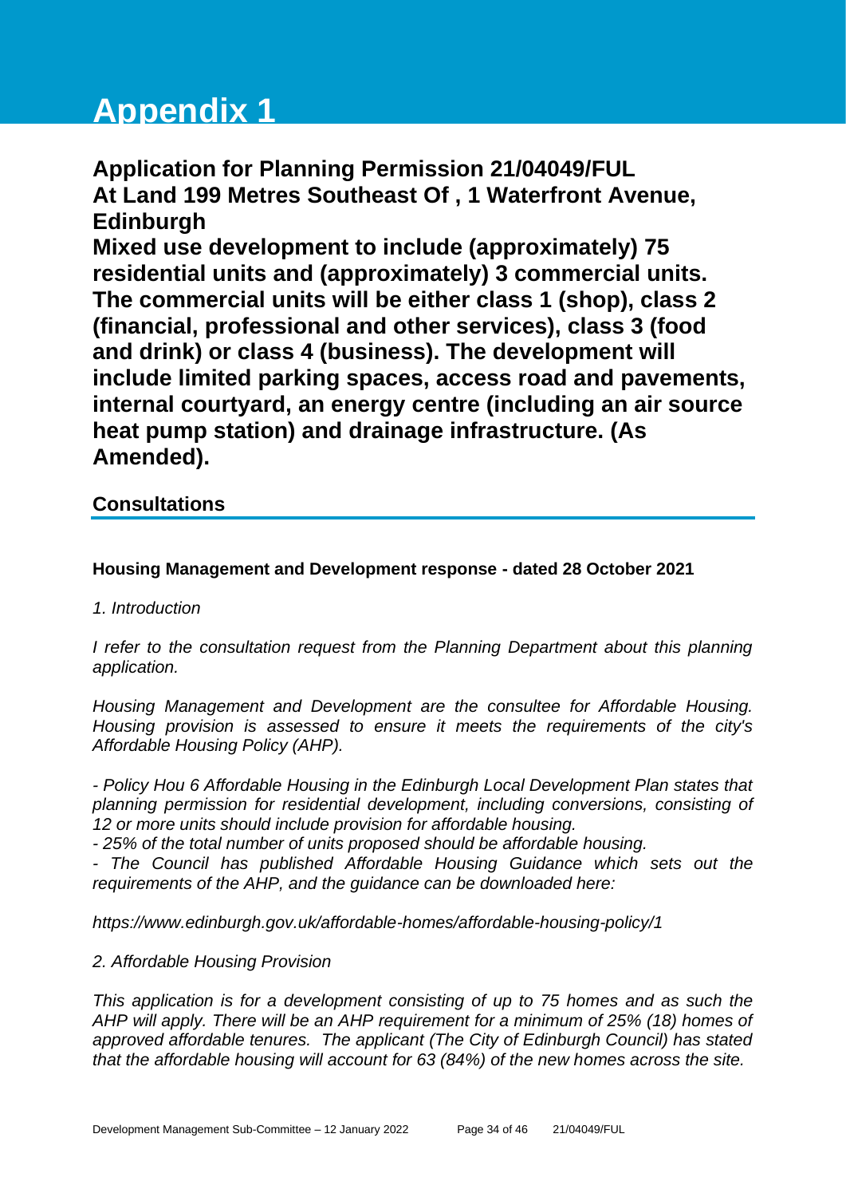# Appendix 1

**Application for Planning Permission 21/04049/FUL**
**At Land 199 Metres Southeast Of , 1 Waterfront Avenue, Edinburgh**
**Mixed use development to include (approximately) 75 residential units and (approximately) 3 commercial units. The commercial units will be either class 1 (shop), class 2 (financial, professional and other services), class 3 (food and drink) or class 4 (business). The development will include limited parking spaces, access road and pavements, internal courtyard, an energy centre (including an air source heat pump station) and drainage infrastructure. (As Amended).**

## Consultations

**Housing Management and Development response - dated 28 October 2021**

*1. Introduction*

*I refer to the consultation request from the Planning Department about this planning application.*

*Housing Management and Development are the consultee for Affordable Housing. Housing provision is assessed to ensure it meets the requirements of the city's Affordable Housing Policy (AHP).*

*- Policy Hou 6 Affordable Housing in the Edinburgh Local Development Plan states that planning permission for residential development, including conversions, consisting of 12 or more units should include provision for affordable housing.*
*- 25% of the total number of units proposed should be affordable housing.*
*- The Council has published Affordable Housing Guidance which sets out the requirements of the AHP, and the guidance can be downloaded here:*

*https://www.edinburgh.gov.uk/affordable-homes/affordable-housing-policy/1*

*2. Affordable Housing Provision*

*This application is for a development consisting of up to 75 homes and as such the AHP will apply. There will be an AHP requirement for a minimum of 25% (18) homes of approved affordable tenures. The applicant (The City of Edinburgh Council) has stated that the affordable housing will account for 63 (84%) of the new homes across the site.*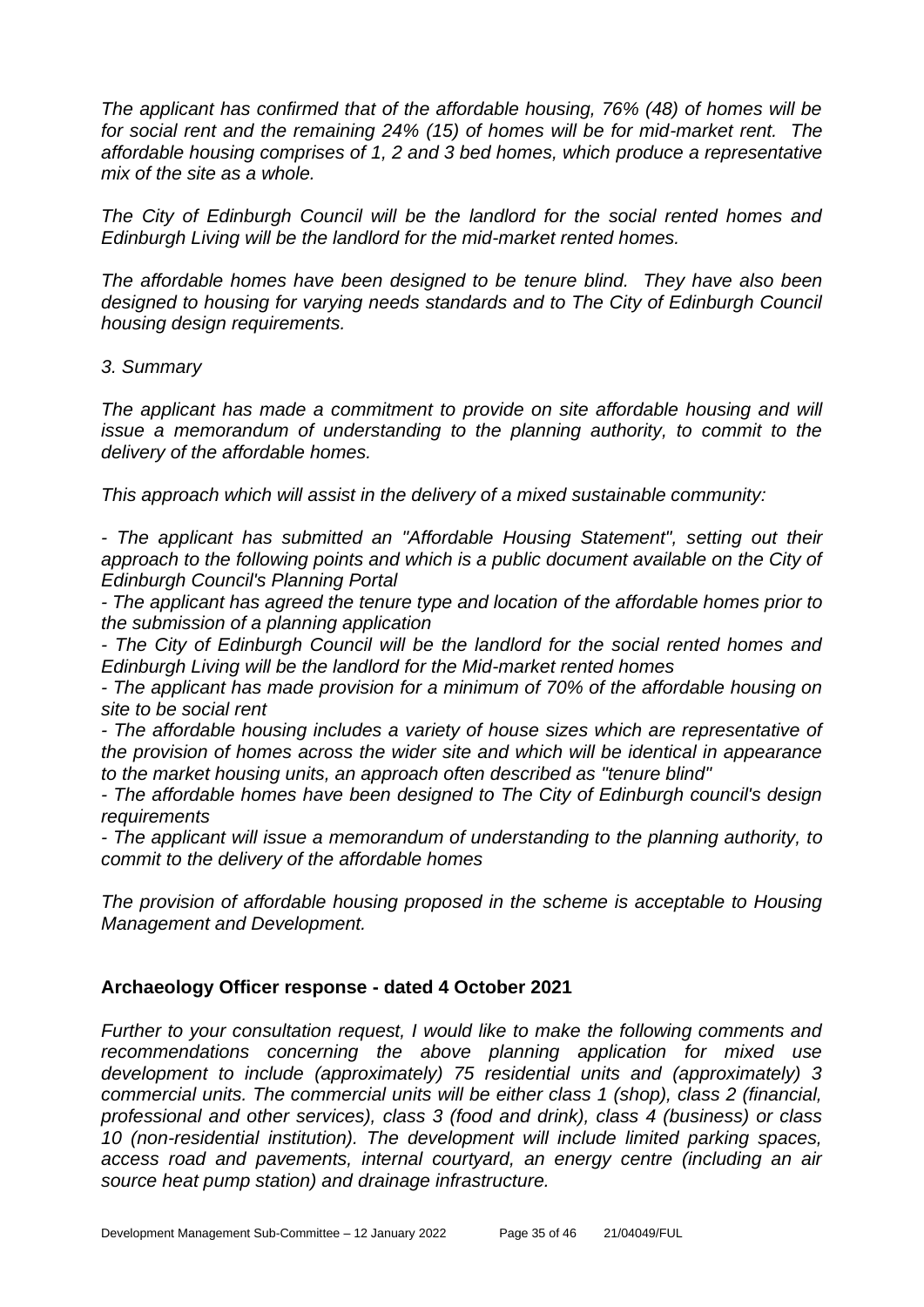*The applicant has confirmed that of the affordable housing, 76% (48) of homes will be for social rent and the remaining 24% (15) of homes will be for mid-market rent. The affordable housing comprises of 1, 2 and 3 bed homes, which produce a representative mix of the site as a whole.*

*The City of Edinburgh Council will be the landlord for the social rented homes and Edinburgh Living will be the landlord for the mid-market rented homes.*

*The affordable homes have been designed to be tenure blind. They have also been designed to housing for varying needs standards and to The City of Edinburgh Council housing design requirements.*

*3. Summary*

*The applicant has made a commitment to provide on site affordable housing and will issue a memorandum of understanding to the planning authority, to commit to the delivery of the affordable homes.*

*This approach which will assist in the delivery of a mixed sustainable community:*

*- The applicant has submitted an "Affordable Housing Statement", setting out their approach to the following points and which is a public document available on the City of Edinburgh Council's Planning Portal*
*- The applicant has agreed the tenure type and location of the affordable homes prior to the submission of a planning application*
*- The City of Edinburgh Council will be the landlord for the social rented homes and Edinburgh Living will be the landlord for the Mid-market rented homes*
*- The applicant has made provision for a minimum of 70% of the affordable housing on site to be social rent*
*- The affordable housing includes a variety of house sizes which are representative of the provision of homes across the wider site and which will be identical in appearance to the market housing units, an approach often described as "tenure blind"*
*- The affordable homes have been designed to The City of Edinburgh council's design requirements*
*- The applicant will issue a memorandum of understanding to the planning authority, to commit to the delivery of the affordable homes*

*The provision of affordable housing proposed in the scheme is acceptable to Housing Management and Development.*

**Archaeology Officer response - dated 4 October 2021**

*Further to your consultation request, I would like to make the following comments and recommendations concerning the above planning application for mixed use development to include (approximately) 75 residential units and (approximately) 3 commercial units. The commercial units will be either class 1 (shop), class 2 (financial, professional and other services), class 3 (food and drink), class 4 (business) or class 10 (non-residential institution). The development will include limited parking spaces, access road and pavements, internal courtyard, an energy centre (including an air source heat pump station) and drainage infrastructure.*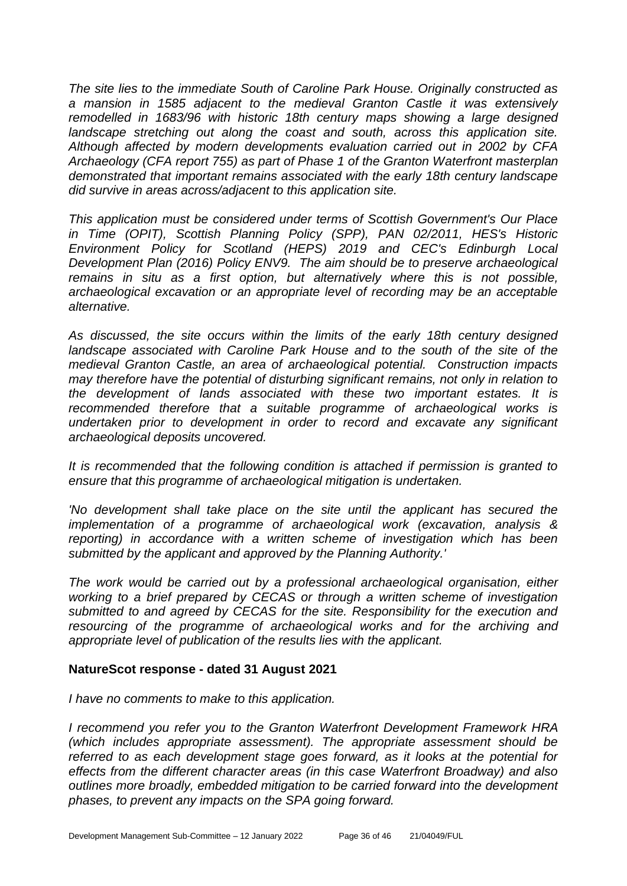*The site lies to the immediate South of Caroline Park House. Originally constructed as a mansion in 1585 adjacent to the medieval Granton Castle it was extensively remodelled in 1683/96 with historic 18th century maps showing a large designed landscape stretching out along the coast and south, across this application site. Although affected by modern developments evaluation carried out in 2002 by CFA Archaeology (CFA report 755) as part of Phase 1 of the Granton Waterfront masterplan demonstrated that important remains associated with the early 18th century landscape did survive in areas across/adjacent to this application site.*

*This application must be considered under terms of Scottish Government's Our Place in Time (OPIT), Scottish Planning Policy (SPP), PAN 02/2011, HES's Historic Environment Policy for Scotland (HEPS) 2019 and CEC's Edinburgh Local Development Plan (2016) Policy ENV9. The aim should be to preserve archaeological remains in situ as a first option, but alternatively where this is not possible, archaeological excavation or an appropriate level of recording may be an acceptable alternative.*

*As discussed, the site occurs within the limits of the early 18th century designed landscape associated with Caroline Park House and to the south of the site of the medieval Granton Castle, an area of archaeological potential. Construction impacts may therefore have the potential of disturbing significant remains, not only in relation to the development of lands associated with these two important estates. It is recommended therefore that a suitable programme of archaeological works is undertaken prior to development in order to record and excavate any significant archaeological deposits uncovered.*

*It is recommended that the following condition is attached if permission is granted to ensure that this programme of archaeological mitigation is undertaken.*

*'No development shall take place on the site until the applicant has secured the implementation of a programme of archaeological work (excavation, analysis & reporting) in accordance with a written scheme of investigation which has been submitted by the applicant and approved by the Planning Authority.'*

*The work would be carried out by a professional archaeological organisation, either working to a brief prepared by CECAS or through a written scheme of investigation submitted to and agreed by CECAS for the site. Responsibility for the execution and resourcing of the programme of archaeological works and for the archiving and appropriate level of publication of the results lies with the applicant.*

**NatureScot response - dated 31 August 2021**

*I have no comments to make to this application.*

*I recommend you refer you to the Granton Waterfront Development Framework HRA (which includes appropriate assessment). The appropriate assessment should be referred to as each development stage goes forward, as it looks at the potential for effects from the different character areas (in this case Waterfront Broadway) and also outlines more broadly, embedded mitigation to be carried forward into the development phases, to prevent any impacts on the SPA going forward.*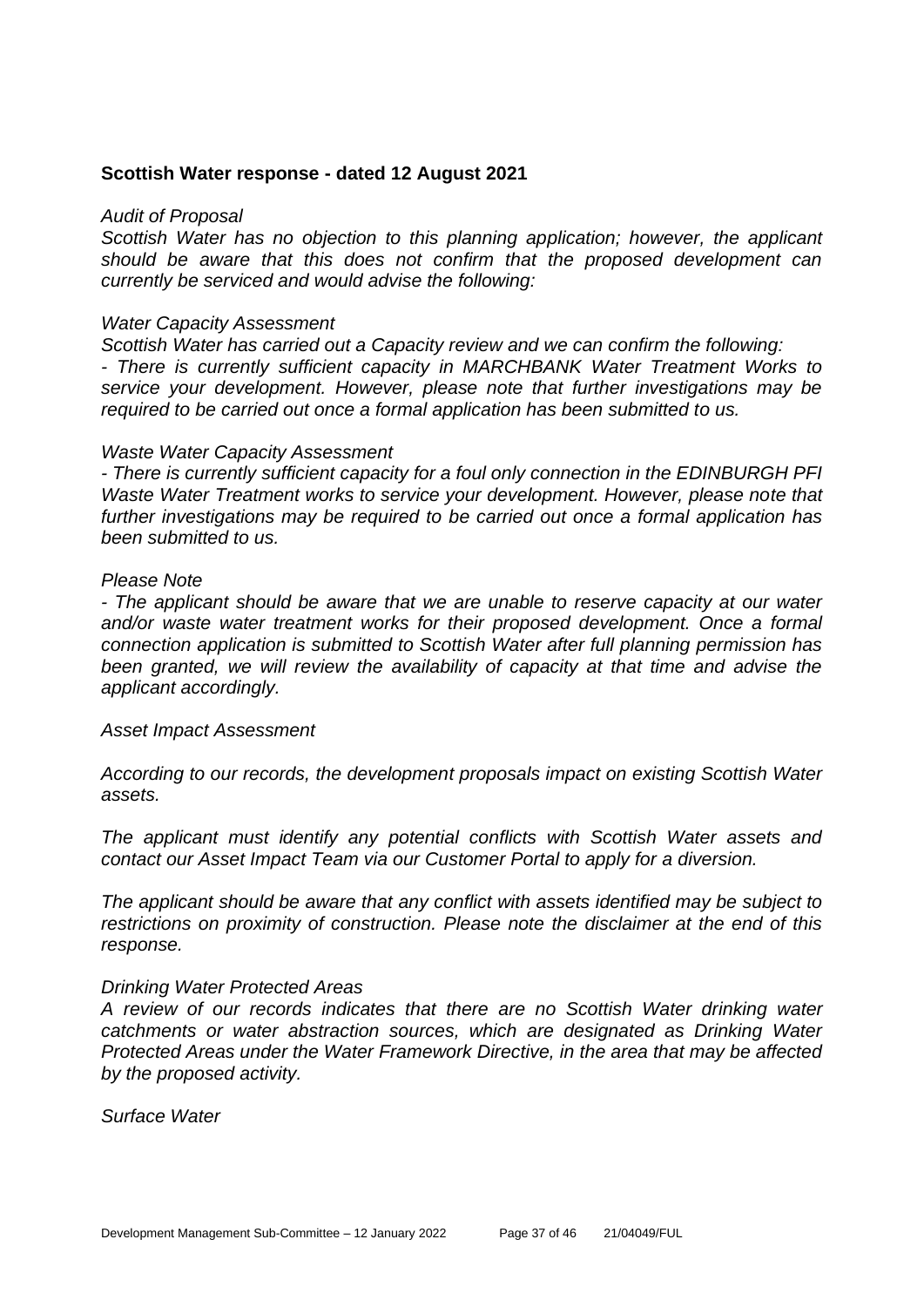**Scottish Water response - dated 12 August 2021**

*Audit of Proposal*
*Scottish Water has no objection to this planning application; however, the applicant should be aware that this does not confirm that the proposed development can currently be serviced and would advise the following:*

*Water Capacity Assessment*
*Scottish Water has carried out a Capacity review and we can confirm the following:*
*- There is currently sufficient capacity in MARCHBANK Water Treatment Works to service your development. However, please note that further investigations may be required to be carried out once a formal application has been submitted to us.*

*Waste Water Capacity Assessment*
*- There is currently sufficient capacity for a foul only connection in the EDINBURGH PFI Waste Water Treatment works to service your development. However, please note that further investigations may be required to be carried out once a formal application has been submitted to us.*

*Please Note*
*- The applicant should be aware that we are unable to reserve capacity at our water and/or waste water treatment works for their proposed development. Once a formal connection application is submitted to Scottish Water after full planning permission has been granted, we will review the availability of capacity at that time and advise the applicant accordingly.*

*Asset Impact Assessment*

*According to our records, the development proposals impact on existing Scottish Water assets.*

*The applicant must identify any potential conflicts with Scottish Water assets and contact our Asset Impact Team via our Customer Portal to apply for a diversion.*

*The applicant should be aware that any conflict with assets identified may be subject to restrictions on proximity of construction. Please note the disclaimer at the end of this response.*

*Drinking Water Protected Areas*
*A review of our records indicates that there are no Scottish Water drinking water catchments or water abstraction sources, which are designated as Drinking Water Protected Areas under the Water Framework Directive, in the area that may be affected by the proposed activity.*

*Surface Water*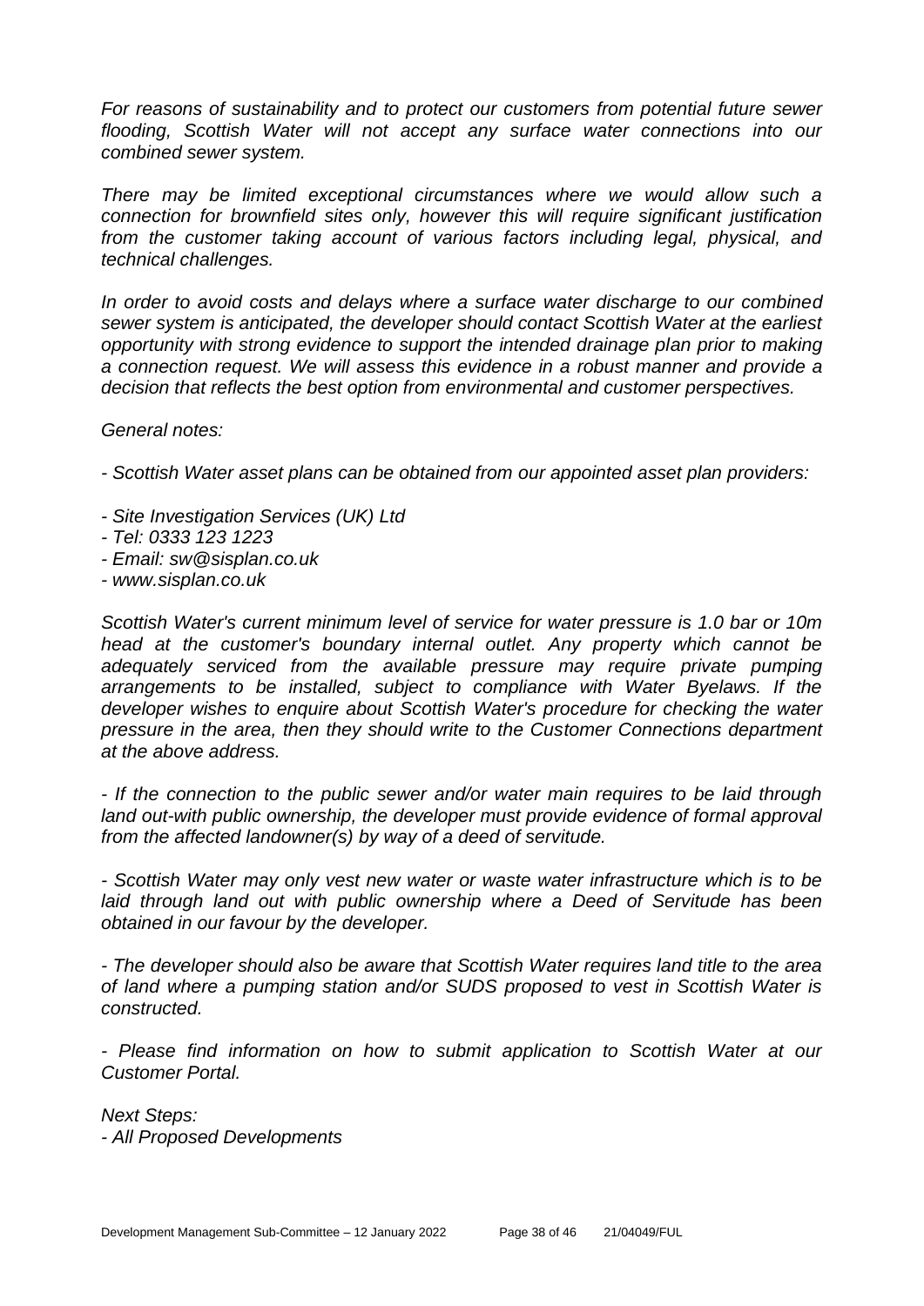*For reasons of sustainability and to protect our customers from potential future sewer flooding, Scottish Water will not accept any surface water connections into our combined sewer system.*

*There may be limited exceptional circumstances where we would allow such a connection for brownfield sites only, however this will require significant justification from the customer taking account of various factors including legal, physical, and technical challenges.*

*In order to avoid costs and delays where a surface water discharge to our combined sewer system is anticipated, the developer should contact Scottish Water at the earliest opportunity with strong evidence to support the intended drainage plan prior to making a connection request. We will assess this evidence in a robust manner and provide a decision that reflects the best option from environmental and customer perspectives.*

*General notes:*

*- Scottish Water asset plans can be obtained from our appointed asset plan providers:*

*- Site Investigation Services (UK) Ltd*
*- Tel: 0333 123 1223*
*- Email: sw@sisplan.co.uk*
*- www.sisplan.co.uk*

*Scottish Water's current minimum level of service for water pressure is 1.0 bar or 10m head at the customer's boundary internal outlet. Any property which cannot be adequately serviced from the available pressure may require private pumping arrangements to be installed, subject to compliance with Water Byelaws. If the developer wishes to enquire about Scottish Water's procedure for checking the water pressure in the area, then they should write to the Customer Connections department at the above address.*

*- If the connection to the public sewer and/or water main requires to be laid through land out-with public ownership, the developer must provide evidence of formal approval from the affected landowner(s) by way of a deed of servitude.*

*- Scottish Water may only vest new water or waste water infrastructure which is to be laid through land out with public ownership where a Deed of Servitude has been obtained in our favour by the developer.*

*- The developer should also be aware that Scottish Water requires land title to the area of land where a pumping station and/or SUDS proposed to vest in Scottish Water is constructed.*

*- Please find information on how to submit application to Scottish Water at our Customer Portal.*

*Next Steps:*
*- All Proposed Developments*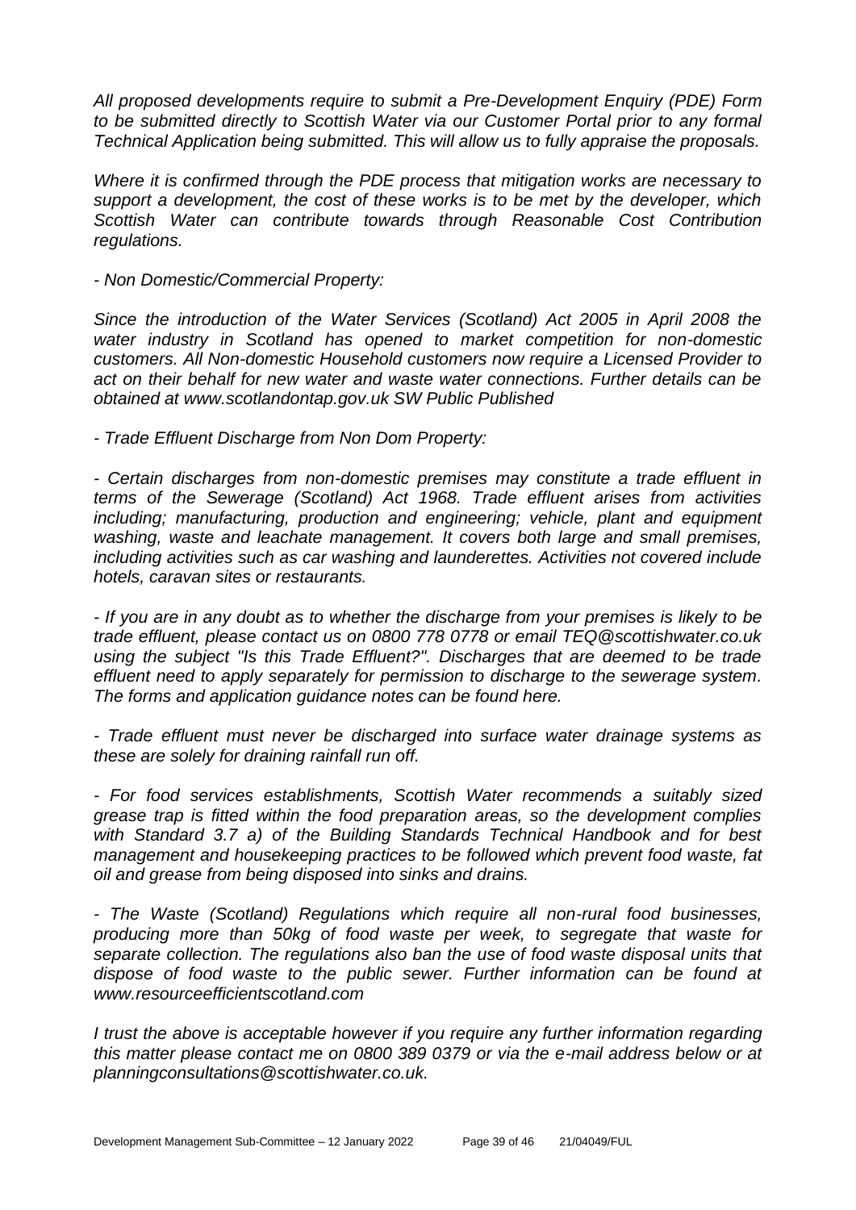*All proposed developments require to submit a Pre-Development Enquiry (PDE) Form to be submitted directly to Scottish Water via our Customer Portal prior to any formal Technical Application being submitted. This will allow us to fully appraise the proposals.*

*Where it is confirmed through the PDE process that mitigation works are necessary to support a development, the cost of these works is to be met by the developer, which Scottish Water can contribute towards through Reasonable Cost Contribution regulations.*

*- Non Domestic/Commercial Property:*

*Since the introduction of the Water Services (Scotland) Act 2005 in April 2008 the water industry in Scotland has opened to market competition for non-domestic customers. All Non-domestic Household customers now require a Licensed Provider to act on their behalf for new water and waste water connections. Further details can be obtained at www.scotlandontap.gov.uk SW Public Published*

*- Trade Effluent Discharge from Non Dom Property:*

*- Certain discharges from non-domestic premises may constitute a trade effluent in terms of the Sewerage (Scotland) Act 1968. Trade effluent arises from activities including; manufacturing, production and engineering; vehicle, plant and equipment washing, waste and leachate management. It covers both large and small premises, including activities such as car washing and launderettes. Activities not covered include hotels, caravan sites or restaurants.*

*- If you are in any doubt as to whether the discharge from your premises is likely to be trade effluent, please contact us on 0800 778 0778 or email TEQ@scottishwater.co.uk using the subject "Is this Trade Effluent?". Discharges that are deemed to be trade effluent need to apply separately for permission to discharge to the sewerage system. The forms and application guidance notes can be found here.*

*- Trade effluent must never be discharged into surface water drainage systems as these are solely for draining rainfall run off.*

*- For food services establishments, Scottish Water recommends a suitably sized grease trap is fitted within the food preparation areas, so the development complies with Standard 3.7 a) of the Building Standards Technical Handbook and for best management and housekeeping practices to be followed which prevent food waste, fat oil and grease from being disposed into sinks and drains.*

*- The Waste (Scotland) Regulations which require all non-rural food businesses, producing more than 50kg of food waste per week, to segregate that waste for separate collection. The regulations also ban the use of food waste disposal units that dispose of food waste to the public sewer. Further information can be found at www.resourceefficientscotland.com*

*I trust the above is acceptable however if you require any further information regarding this matter please contact me on 0800 389 0379 or via the e-mail address below or at planningconsultations@scottishwater.co.uk.*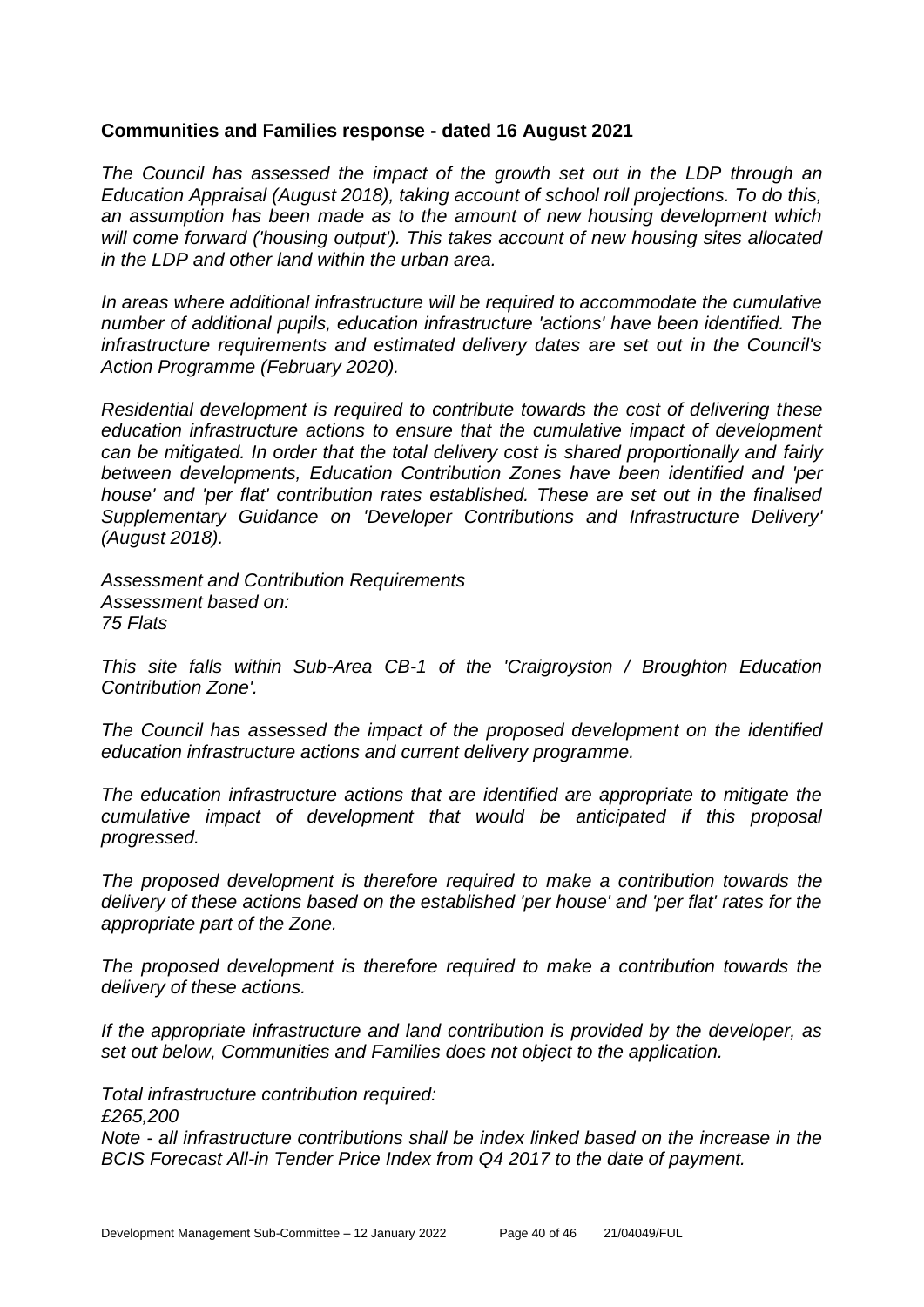**Communities and Families response - dated 16 August 2021**

*The Council has assessed the impact of the growth set out in the LDP through an Education Appraisal (August 2018), taking account of school roll projections. To do this, an assumption has been made as to the amount of new housing development which will come forward ('housing output'). This takes account of new housing sites allocated in the LDP and other land within the urban area.*

*In areas where additional infrastructure will be required to accommodate the cumulative number of additional pupils, education infrastructure 'actions' have been identified. The infrastructure requirements and estimated delivery dates are set out in the Council's Action Programme (February 2020).*

*Residential development is required to contribute towards the cost of delivering these education infrastructure actions to ensure that the cumulative impact of development can be mitigated. In order that the total delivery cost is shared proportionally and fairly between developments, Education Contribution Zones have been identified and 'per house' and 'per flat' contribution rates established. These are set out in the finalised Supplementary Guidance on 'Developer Contributions and Infrastructure Delivery' (August 2018).*

*Assessment and Contribution Requirements*
*Assessment based on:*
*75 Flats*

*This site falls within Sub-Area CB-1 of the 'Craigroyston / Broughton Education Contribution Zone'.*

*The Council has assessed the impact of the proposed development on the identified education infrastructure actions and current delivery programme.*

*The education infrastructure actions that are identified are appropriate to mitigate the cumulative impact of development that would be anticipated if this proposal progressed.*

*The proposed development is therefore required to make a contribution towards the delivery of these actions based on the established 'per house' and 'per flat' rates for the appropriate part of the Zone.*

*The proposed development is therefore required to make a contribution towards the delivery of these actions.*

*If the appropriate infrastructure and land contribution is provided by the developer, as set out below, Communities and Families does not object to the application.*

*Total infrastructure contribution required:*
*£265,200*
*Note - all infrastructure contributions shall be index linked based on the increase in the BCIS Forecast All-in Tender Price Index from Q4 2017 to the date of payment.*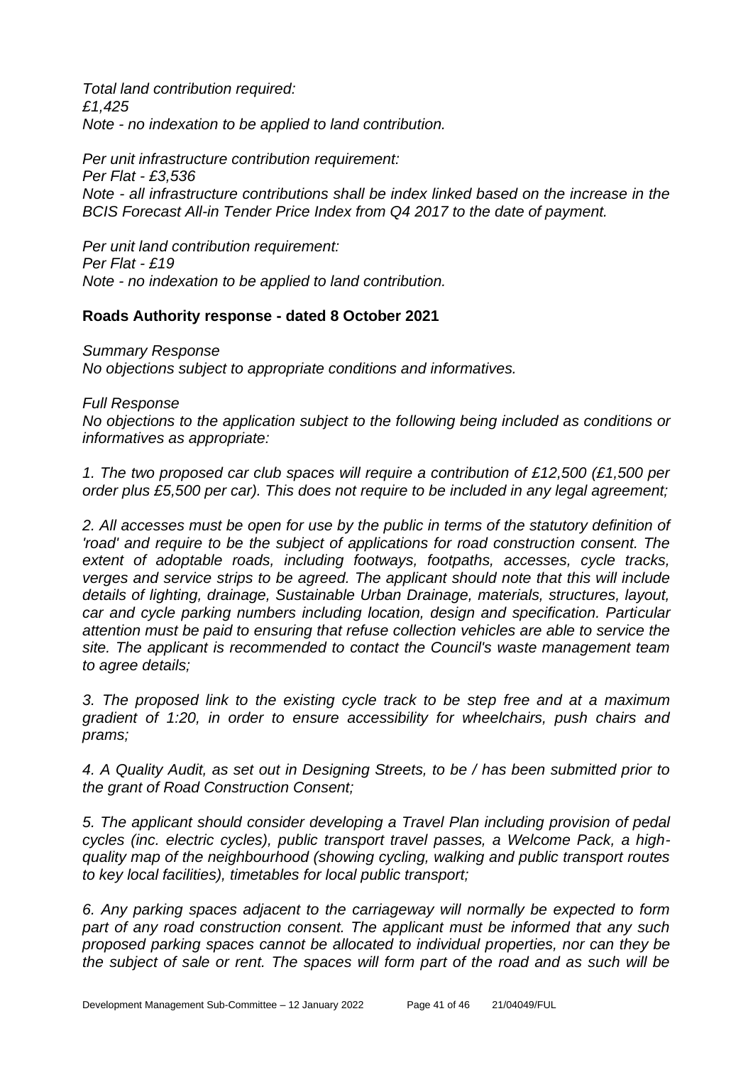*Total land contribution required:*
*£1,425*
*Note - no indexation to be applied to land contribution.*

*Per unit infrastructure contribution requirement:*
*Per Flat - £3,536*
*Note - all infrastructure contributions shall be index linked based on the increase in the BCIS Forecast All-in Tender Price Index from Q4 2017 to the date of payment.*

*Per unit land contribution requirement:*
*Per Flat - £19*
*Note - no indexation to be applied to land contribution.*

**Roads Authority response - dated 8 October 2021**

*Summary Response*
*No objections subject to appropriate conditions and informatives.*

*Full Response*
*No objections to the application subject to the following being included as conditions or informatives as appropriate:*

*1. The two proposed car club spaces will require a contribution of £12,500 (£1,500 per order plus £5,500 per car). This does not require to be included in any legal agreement;*

*2. All accesses must be open for use by the public in terms of the statutory definition of 'road' and require to be the subject of applications for road construction consent. The extent of adoptable roads, including footways, footpaths, accesses, cycle tracks, verges and service strips to be agreed. The applicant should note that this will include details of lighting, drainage, Sustainable Urban Drainage, materials, structures, layout, car and cycle parking numbers including location, design and specification. Particular attention must be paid to ensuring that refuse collection vehicles are able to service the site. The applicant is recommended to contact the Council's waste management team to agree details;*

*3. The proposed link to the existing cycle track to be step free and at a maximum gradient of 1:20, in order to ensure accessibility for wheelchairs, push chairs and prams;*

*4. A Quality Audit, as set out in Designing Streets, to be / has been submitted prior to the grant of Road Construction Consent;*

*5. The applicant should consider developing a Travel Plan including provision of pedal cycles (inc. electric cycles), public transport travel passes, a Welcome Pack, a high-quality map of the neighbourhood (showing cycling, walking and public transport routes to key local facilities), timetables for local public transport;*

*6. Any parking spaces adjacent to the carriageway will normally be expected to form part of any road construction consent. The applicant must be informed that any such proposed parking spaces cannot be allocated to individual properties, nor can they be the subject of sale or rent. The spaces will form part of the road and as such will be*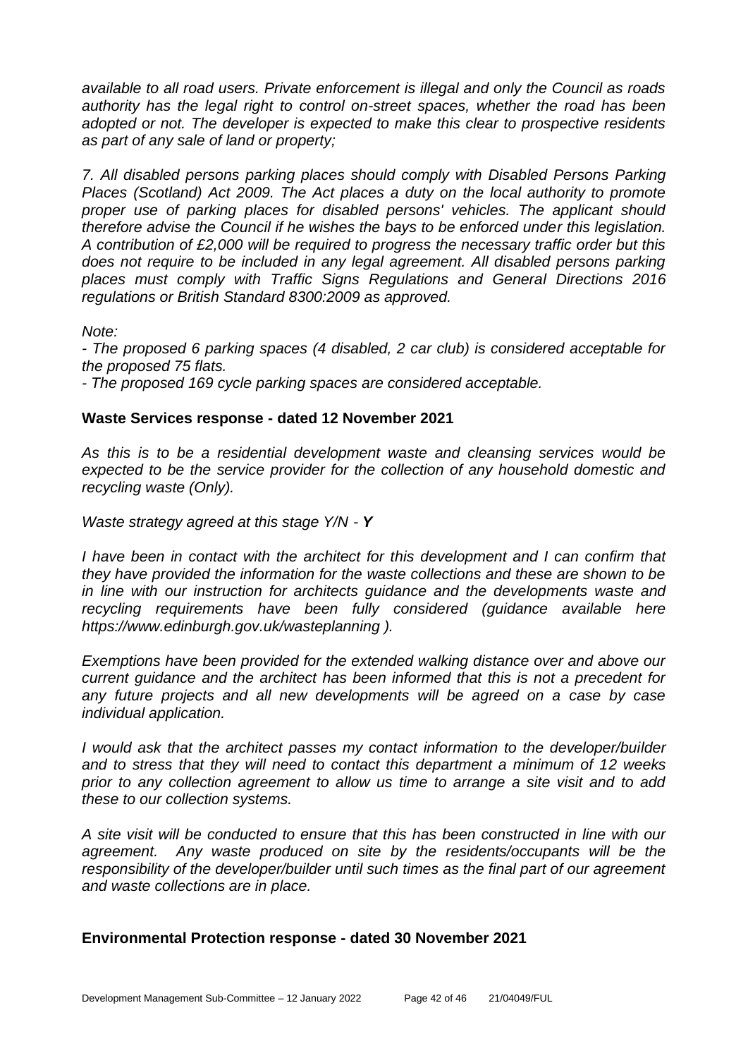*available to all road users. Private enforcement is illegal and only the Council as roads authority has the legal right to control on-street spaces, whether the road has been adopted or not. The developer is expected to make this clear to prospective residents as part of any sale of land or property;*

*7. All disabled persons parking places should comply with Disabled Persons Parking Places (Scotland) Act 2009. The Act places a duty on the local authority to promote proper use of parking places for disabled persons' vehicles. The applicant should therefore advise the Council if he wishes the bays to be enforced under this legislation. A contribution of £2,000 will be required to progress the necessary traffic order but this does not require to be included in any legal agreement. All disabled persons parking places must comply with Traffic Signs Regulations and General Directions 2016 regulations or British Standard 8300:2009 as approved.*

*Note:*

*- The proposed 6 parking spaces (4 disabled, 2 car club) is considered acceptable for the proposed 75 flats.*

*- The proposed 169 cycle parking spaces are considered acceptable.*

**Waste Services response - dated 12 November 2021**

*As this is to be a residential development waste and cleansing services would be expected to be the service provider for the collection of any household domestic and recycling waste (Only).*

*Waste strategy agreed at this stage Y/N -* ***Y***

*I have been in contact with the architect for this development and I can confirm that they have provided the information for the waste collections and these are shown to be in line with our instruction for architects guidance and the developments waste and recycling requirements have been fully considered (guidance available here https://www.edinburgh.gov.uk/wasteplanning ).*

*Exemptions have been provided for the extended walking distance over and above our current guidance and the architect has been informed that this is not a precedent for any future projects and all new developments will be agreed on a case by case individual application.*

*I would ask that the architect passes my contact information to the developer/builder and to stress that they will need to contact this department a minimum of 12 weeks prior to any collection agreement to allow us time to arrange a site visit and to add these to our collection systems.*

*A site visit will be conducted to ensure that this has been constructed in line with our agreement. Any waste produced on site by the residents/occupants will be the responsibility of the developer/builder until such times as the final part of our agreement and waste collections are in place.*

**Environmental Protection response - dated 30 November 2021**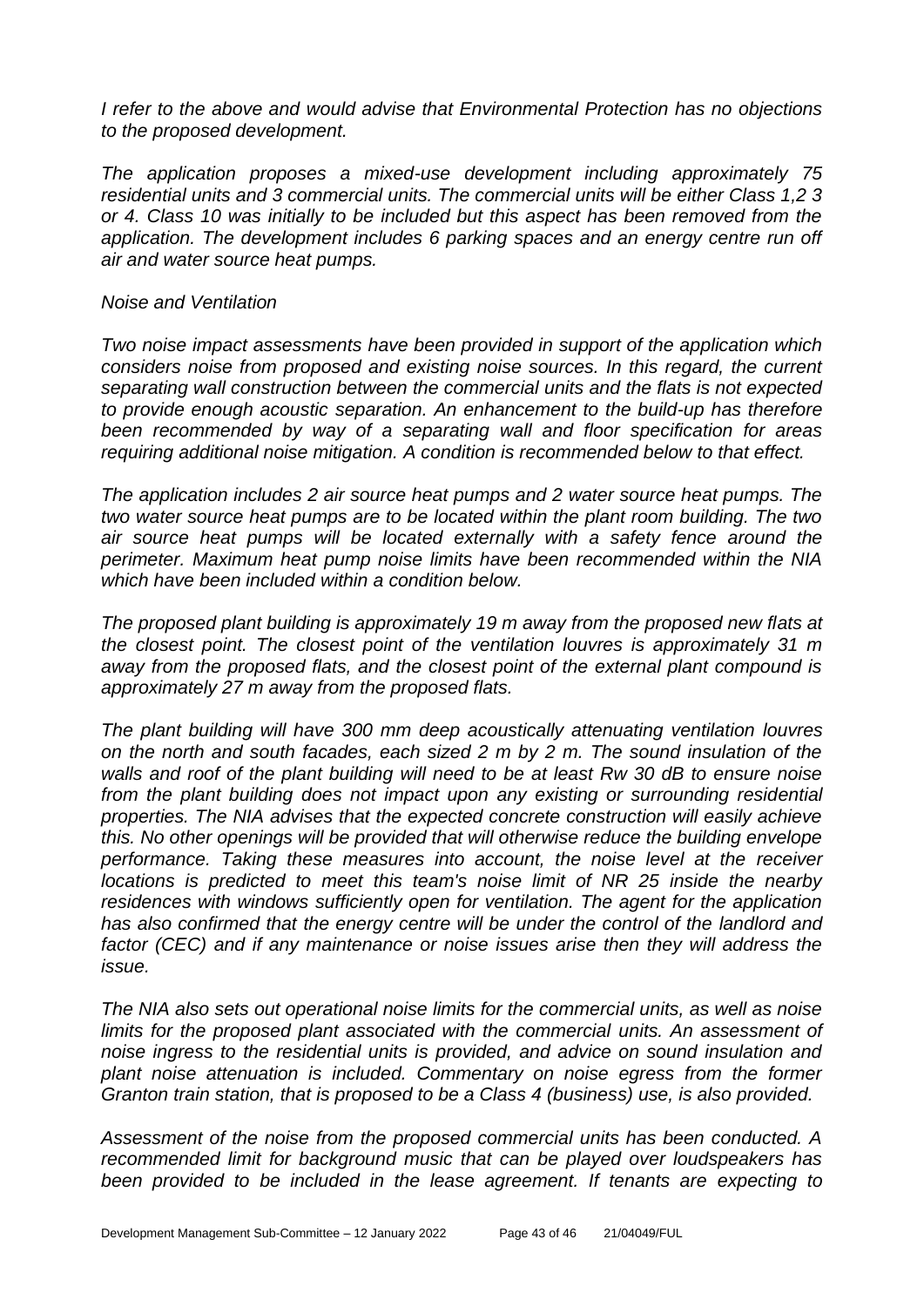*I refer to the above and would advise that Environmental Protection has no objections to the proposed development.*

*The application proposes a mixed-use development including approximately 75 residential units and 3 commercial units. The commercial units will be either Class 1,2 3 or 4. Class 10 was initially to be included but this aspect has been removed from the application. The development includes 6 parking spaces and an energy centre run off air and water source heat pumps.*

*Noise and Ventilation*

*Two noise impact assessments have been provided in support of the application which considers noise from proposed and existing noise sources. In this regard, the current separating wall construction between the commercial units and the flats is not expected to provide enough acoustic separation. An enhancement to the build-up has therefore been recommended by way of a separating wall and floor specification for areas requiring additional noise mitigation. A condition is recommended below to that effect.*

*The application includes 2 air source heat pumps and 2 water source heat pumps. The two water source heat pumps are to be located within the plant room building. The two air source heat pumps will be located externally with a safety fence around the perimeter. Maximum heat pump noise limits have been recommended within the NIA which have been included within a condition below.*

*The proposed plant building is approximately 19 m away from the proposed new flats at the closest point. The closest point of the ventilation louvres is approximately 31 m away from the proposed flats, and the closest point of the external plant compound is approximately 27 m away from the proposed flats.*

*The plant building will have 300 mm deep acoustically attenuating ventilation louvres on the north and south facades, each sized 2 m by 2 m. The sound insulation of the walls and roof of the plant building will need to be at least Rw 30 dB to ensure noise from the plant building does not impact upon any existing or surrounding residential properties. The NIA advises that the expected concrete construction will easily achieve this. No other openings will be provided that will otherwise reduce the building envelope performance. Taking these measures into account, the noise level at the receiver locations is predicted to meet this team's noise limit of NR 25 inside the nearby residences with windows sufficiently open for ventilation. The agent for the application has also confirmed that the energy centre will be under the control of the landlord and factor (CEC) and if any maintenance or noise issues arise then they will address the issue.*

*The NIA also sets out operational noise limits for the commercial units, as well as noise limits for the proposed plant associated with the commercial units. An assessment of noise ingress to the residential units is provided, and advice on sound insulation and plant noise attenuation is included. Commentary on noise egress from the former Granton train station, that is proposed to be a Class 4 (business) use, is also provided.*

*Assessment of the noise from the proposed commercial units has been conducted. A recommended limit for background music that can be played over loudspeakers has been provided to be included in the lease agreement. If tenants are expecting to*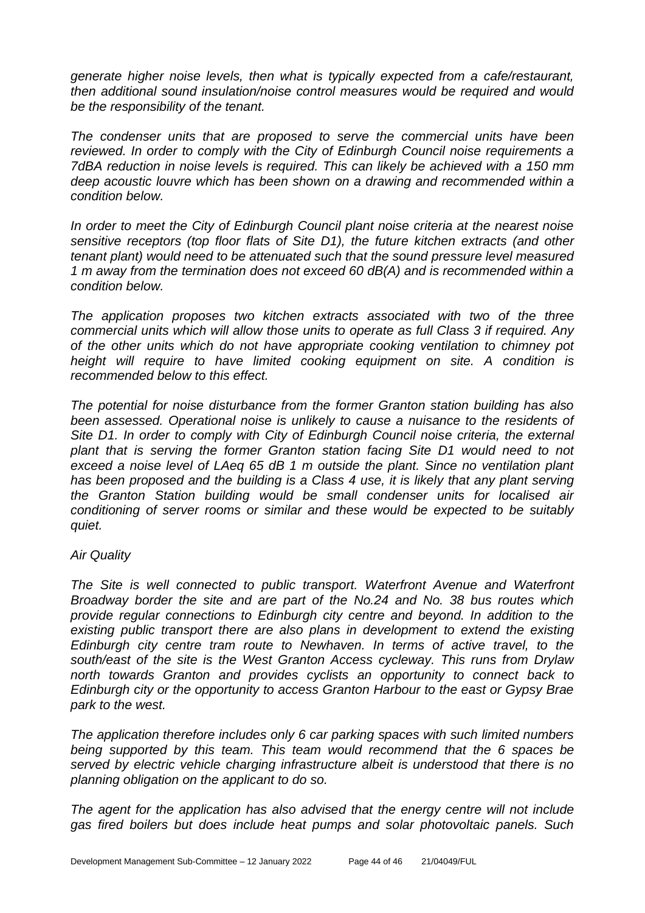*generate higher noise levels, then what is typically expected from a cafe/restaurant, then additional sound insulation/noise control measures would be required and would be the responsibility of the tenant.*

*The condenser units that are proposed to serve the commercial units have been reviewed. In order to comply with the City of Edinburgh Council noise requirements a 7dBA reduction in noise levels is required. This can likely be achieved with a 150 mm deep acoustic louvre which has been shown on a drawing and recommended within a condition below.*

*In order to meet the City of Edinburgh Council plant noise criteria at the nearest noise sensitive receptors (top floor flats of Site D1), the future kitchen extracts (and other tenant plant) would need to be attenuated such that the sound pressure level measured 1 m away from the termination does not exceed 60 dB(A) and is recommended within a condition below.*

*The application proposes two kitchen extracts associated with two of the three commercial units which will allow those units to operate as full Class 3 if required. Any of the other units which do not have appropriate cooking ventilation to chimney pot height will require to have limited cooking equipment on site. A condition is recommended below to this effect.*

*The potential for noise disturbance from the former Granton station building has also been assessed. Operational noise is unlikely to cause a nuisance to the residents of Site D1. In order to comply with City of Edinburgh Council noise criteria, the external plant that is serving the former Granton station facing Site D1 would need to not exceed a noise level of LAeq 65 dB 1 m outside the plant. Since no ventilation plant has been proposed and the building is a Class 4 use, it is likely that any plant serving the Granton Station building would be small condenser units for localised air conditioning of server rooms or similar and these would be expected to be suitably quiet.*

*Air Quality*

*The Site is well connected to public transport. Waterfront Avenue and Waterfront Broadway border the site and are part of the No.24 and No. 38 bus routes which provide regular connections to Edinburgh city centre and beyond. In addition to the existing public transport there are also plans in development to extend the existing Edinburgh city centre tram route to Newhaven. In terms of active travel, to the south/east of the site is the West Granton Access cycleway. This runs from Drylaw north towards Granton and provides cyclists an opportunity to connect back to Edinburgh city or the opportunity to access Granton Harbour to the east or Gypsy Brae park to the west.*

*The application therefore includes only 6 car parking spaces with such limited numbers being supported by this team. This team would recommend that the 6 spaces be served by electric vehicle charging infrastructure albeit is understood that there is no planning obligation on the applicant to do so.*

*The agent for the application has also advised that the energy centre will not include gas fired boilers but does include heat pumps and solar photovoltaic panels. Such*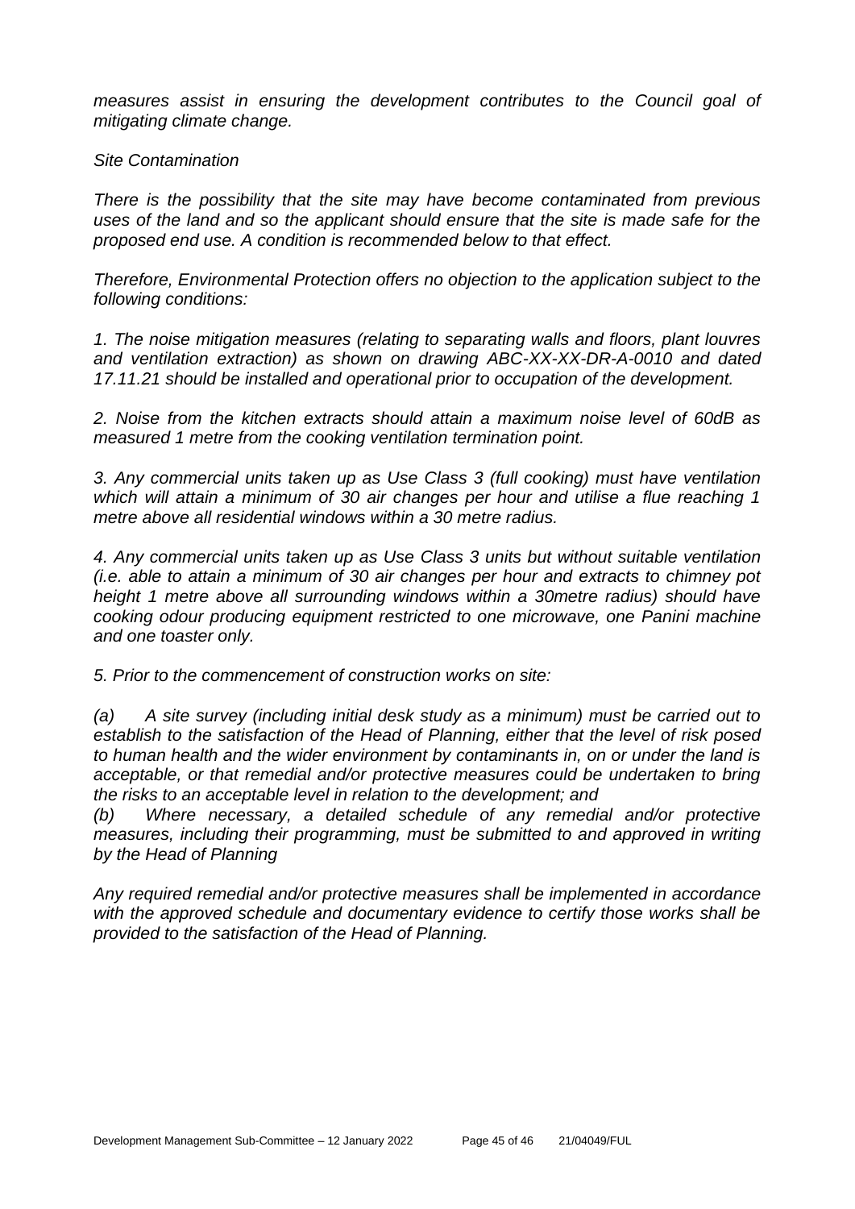*measures assist in ensuring the development contributes to the Council goal of mitigating climate change.*

*Site Contamination*

*There is the possibility that the site may have become contaminated from previous uses of the land and so the applicant should ensure that the site is made safe for the proposed end use. A condition is recommended below to that effect.*

*Therefore, Environmental Protection offers no objection to the application subject to the following conditions:*

*1. The noise mitigation measures (relating to separating walls and floors, plant louvres and ventilation extraction) as shown on drawing ABC-XX-XX-DR-A-0010 and dated 17.11.21 should be installed and operational prior to occupation of the development.*

*2. Noise from the kitchen extracts should attain a maximum noise level of 60dB as measured 1 metre from the cooking ventilation termination point.*

*3. Any commercial units taken up as Use Class 3 (full cooking) must have ventilation which will attain a minimum of 30 air changes per hour and utilise a flue reaching 1 metre above all residential windows within a 30 metre radius.*

*4. Any commercial units taken up as Use Class 3 units but without suitable ventilation (i.e. able to attain a minimum of 30 air changes per hour and extracts to chimney pot height 1 metre above all surrounding windows within a 30metre radius) should have cooking odour producing equipment restricted to one microwave, one Panini machine and one toaster only.*

*5. Prior to the commencement of construction works on site:*

*(a) A site survey (including initial desk study as a minimum) must be carried out to establish to the satisfaction of the Head of Planning, either that the level of risk posed to human health and the wider environment by contaminants in, on or under the land is acceptable, or that remedial and/or protective measures could be undertaken to bring the risks to an acceptable level in relation to the development; and*

*(b) Where necessary, a detailed schedule of any remedial and/or protective measures, including their programming, must be submitted to and approved in writing by the Head of Planning*

*Any required remedial and/or protective measures shall be implemented in accordance with the approved schedule and documentary evidence to certify those works shall be provided to the satisfaction of the Head of Planning.*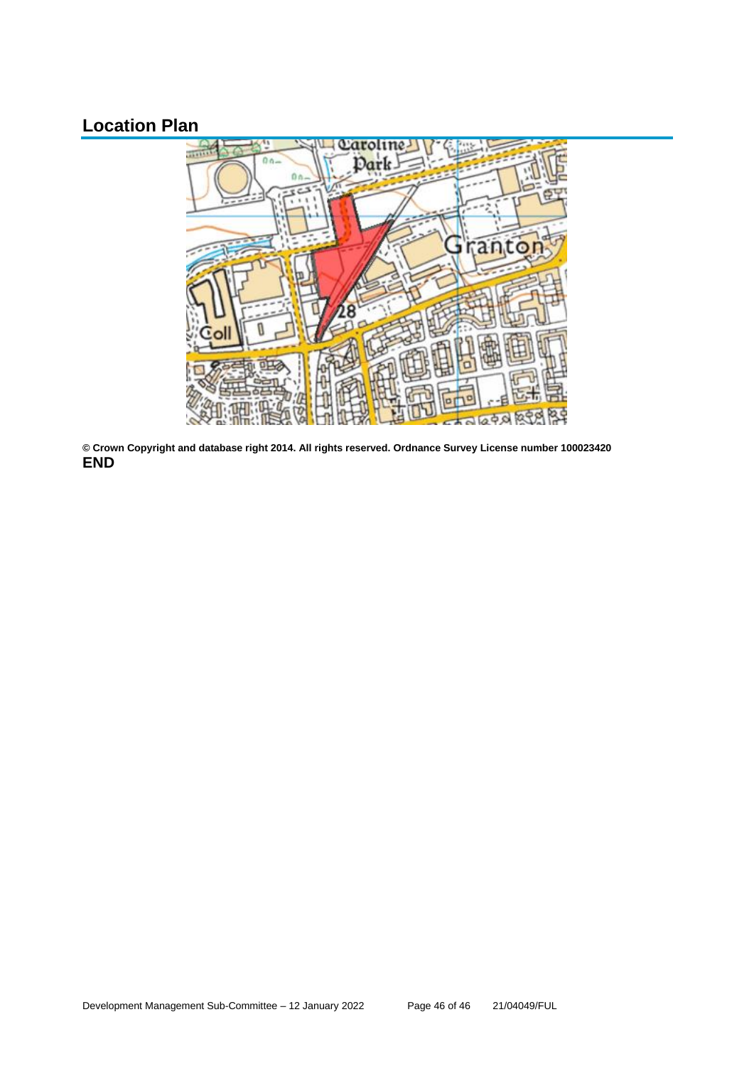## Location Plan

© Crown Copyright and database right 2014. All rights reserved. Ordnance Survey License number 100023420

**END**